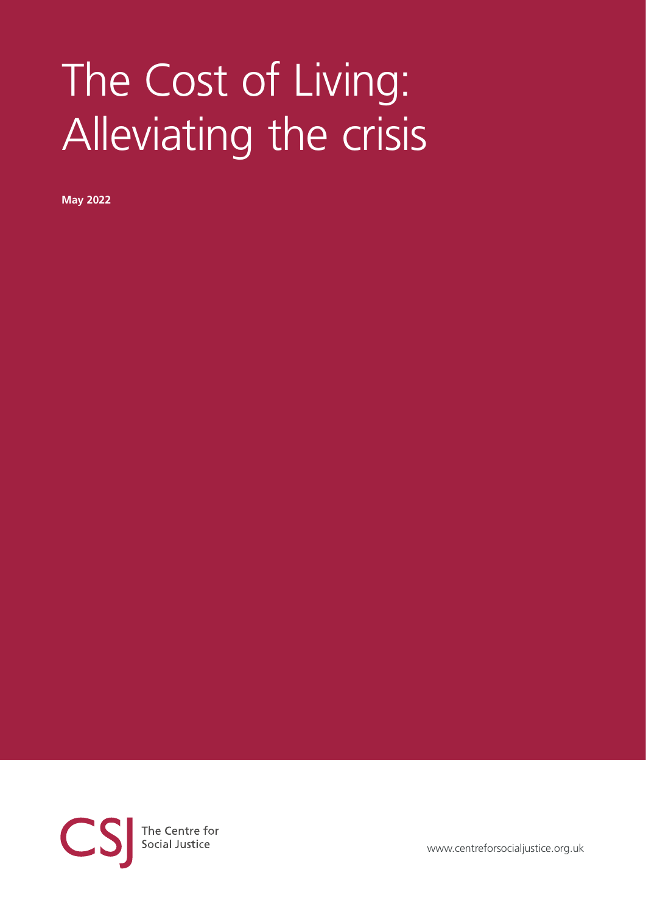# The Cost of Living: Alleviating the crisis

**May 2022**

The Centre for Social Justice

www.centreforsocialjustice.org.uk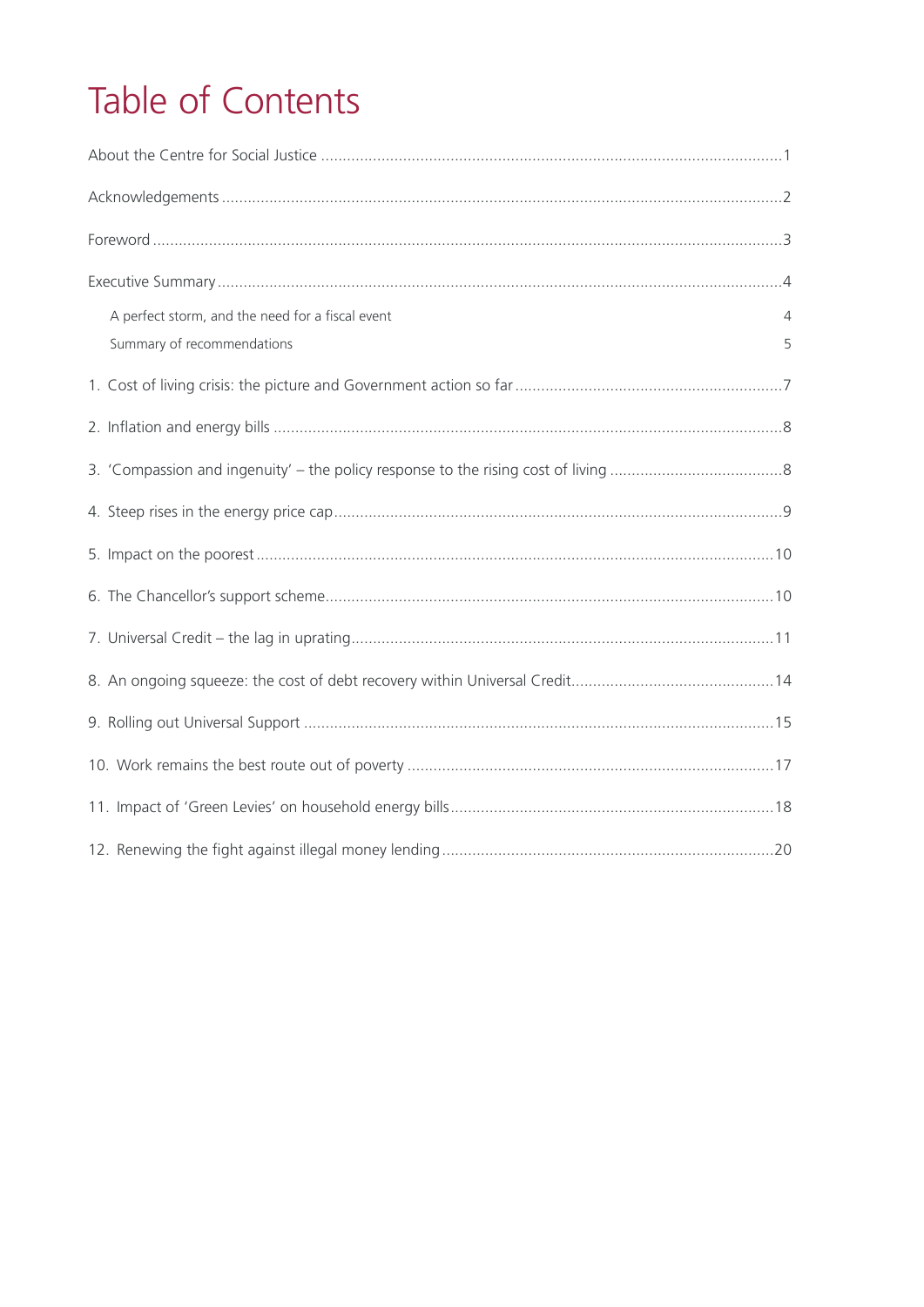# Table of Contents

About the Centre for Social Justice ........................................................................................................ 1

Acknowledgements ................................................................................................................................ 2

Foreword ................................................................................................................................................ 3

Executive Summary ................................................................................................................................ 4

- A perfect storm, and the need for a fiscal event 4
- Summary of recommendations 5

1. Cost of living crisis: the picture and Government action so far ............................................................ 7

2. Inflation and energy bills ..................................................................................................................... 8

3. 'Compassion and ingenuity' – the policy response to the rising cost of living ....................................... 8

4. Steep rises in the energy price cap ....................................................................................................... 9

5. Impact on the poorest ........................................................................................................................ 10

6. The Chancellor's support scheme ...................................................................................................... 10

7. Universal Credit – the lag in uprating ................................................................................................ 11

8. An ongoing squeeze: the cost of debt recovery within Universal Credit .............................................. 14

9. Rolling out Universal Support ............................................................................................................ 15

10. Work remains the best route out of poverty .................................................................................... 17

11. Impact of 'Green Levies' on household energy bills ......................................................................... 18

12. Renewing the fight against illegal money lending ............................................................................ 20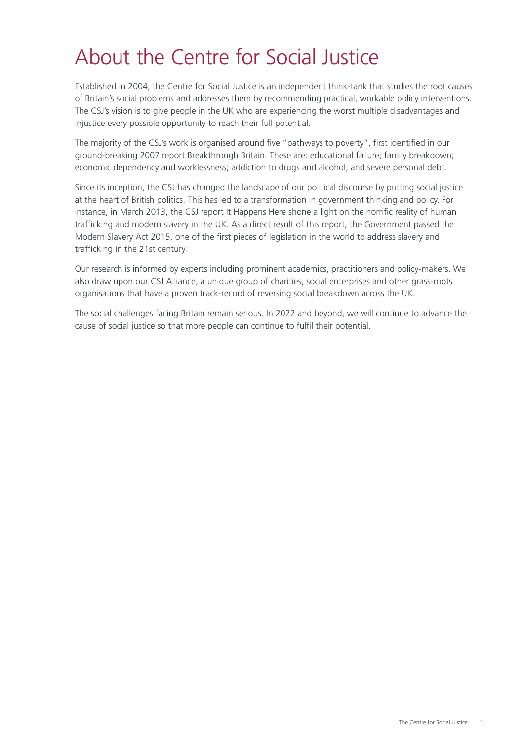# About the Centre for Social Justice

Established in 2004, the Centre for Social Justice is an independent think-tank that studies the root causes of Britain's social problems and addresses them by recommending practical, workable policy interventions. The CSJ's vision is to give people in the UK who are experiencing the worst multiple disadvantages and injustice every possible opportunity to reach their full potential.

The majority of the CSJ's work is organised around five "pathways to poverty", first identified in our ground-breaking 2007 report Breakthrough Britain. These are: educational failure; family breakdown; economic dependency and worklessness; addiction to drugs and alcohol; and severe personal debt.

Since its inception, the CSJ has changed the landscape of our political discourse by putting social justice at the heart of British politics. This has led to a transformation in government thinking and policy. For instance, in March 2013, the CSJ report It Happens Here shone a light on the horrific reality of human trafficking and modern slavery in the UK. As a direct result of this report, the Government passed the Modern Slavery Act 2015, one of the first pieces of legislation in the world to address slavery and trafficking in the 21st century.

Our research is informed by experts including prominent academics, practitioners and policy-makers. We also draw upon our CSJ Alliance, a unique group of charities, social enterprises and other grass-roots organisations that have a proven track-record of reversing social breakdown across the UK.

The social challenges facing Britain remain serious. In 2022 and beyond, we will continue to advance the cause of social justice so that more people can continue to fulfil their potential.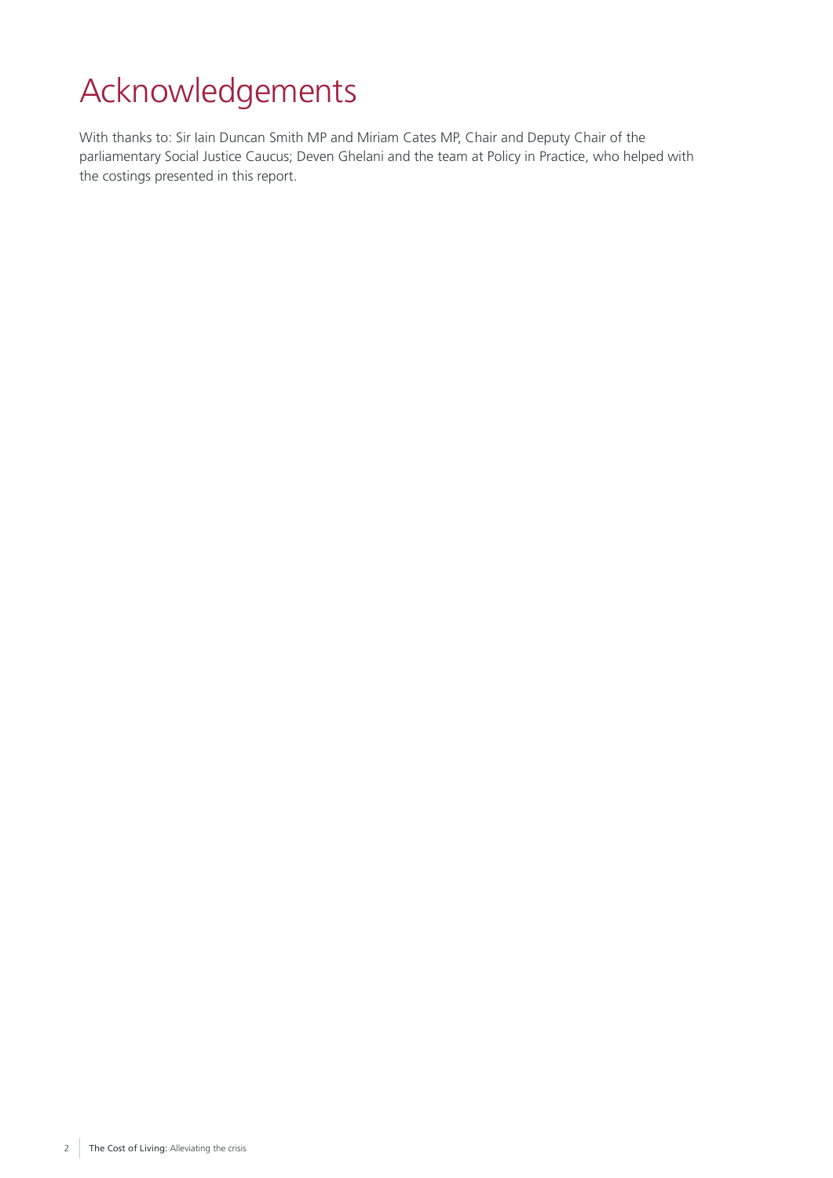# Acknowledgements

With thanks to: Sir Iain Duncan Smith MP and Miriam Cates MP, Chair and Deputy Chair of the parliamentary Social Justice Caucus; Deven Ghelani and the team at Policy in Practice, who helped with the costings presented in this report.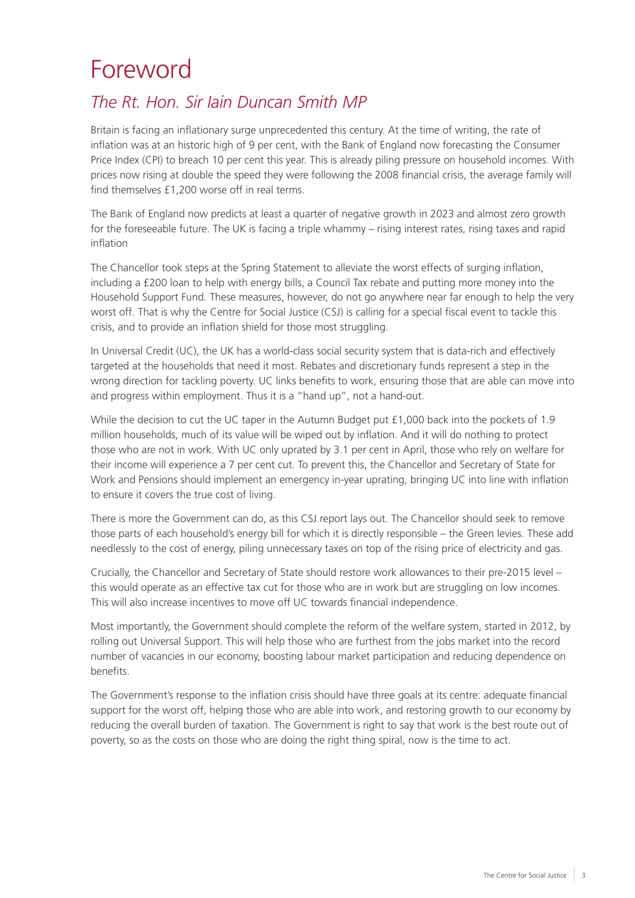# Foreword

## *The Rt. Hon. Sir Iain Duncan Smith MP*

Britain is facing an inflationary surge unprecedented this century. At the time of writing, the rate of inflation was at an historic high of 9 per cent, with the Bank of England now forecasting the Consumer Price Index (CPI) to breach 10 per cent this year. This is already piling pressure on household incomes. With prices now rising at double the speed they were following the 2008 financial crisis, the average family will find themselves £1,200 worse off in real terms.

The Bank of England now predicts at least a quarter of negative growth in 2023 and almost zero growth for the foreseeable future. The UK is facing a triple whammy – rising interest rates, rising taxes and rapid inflation

The Chancellor took steps at the Spring Statement to alleviate the worst effects of surging inflation, including a £200 loan to help with energy bills, a Council Tax rebate and putting more money into the Household Support Fund. These measures, however, do not go anywhere near far enough to help the very worst off. That is why the Centre for Social Justice (CSJ) is calling for a special fiscal event to tackle this crisis, and to provide an inflation shield for those most struggling.

In Universal Credit (UC), the UK has a world-class social security system that is data-rich and effectively targeted at the households that need it most. Rebates and discretionary funds represent a step in the wrong direction for tackling poverty. UC links benefits to work, ensuring those that are able can move into and progress within employment. Thus it is a "hand up", not a hand-out.

While the decision to cut the UC taper in the Autumn Budget put £1,000 back into the pockets of 1.9 million households, much of its value will be wiped out by inflation. And it will do nothing to protect those who are not in work. With UC only uprated by 3.1 per cent in April, those who rely on welfare for their income will experience a 7 per cent cut. To prevent this, the Chancellor and Secretary of State for Work and Pensions should implement an emergency in-year uprating, bringing UC into line with inflation to ensure it covers the true cost of living.

There is more the Government can do, as this CSJ report lays out. The Chancellor should seek to remove those parts of each household's energy bill for which it is directly responsible – the Green levies. These add needlessly to the cost of energy, piling unnecessary taxes on top of the rising price of electricity and gas.

Crucially, the Chancellor and Secretary of State should restore work allowances to their pre-2015 level – this would operate as an effective tax cut for those who are in work but are struggling on low incomes. This will also increase incentives to move off UC towards financial independence.

Most importantly, the Government should complete the reform of the welfare system, started in 2012, by rolling out Universal Support. This will help those who are furthest from the jobs market into the record number of vacancies in our economy, boosting labour market participation and reducing dependence on benefits.

The Government's response to the inflation crisis should have three goals at its centre: adequate financial support for the worst off, helping those who are able into work, and restoring growth to our economy by reducing the overall burden of taxation. The Government is right to say that work is the best route out of poverty, so as the costs on those who are doing the right thing spiral, now is the time to act.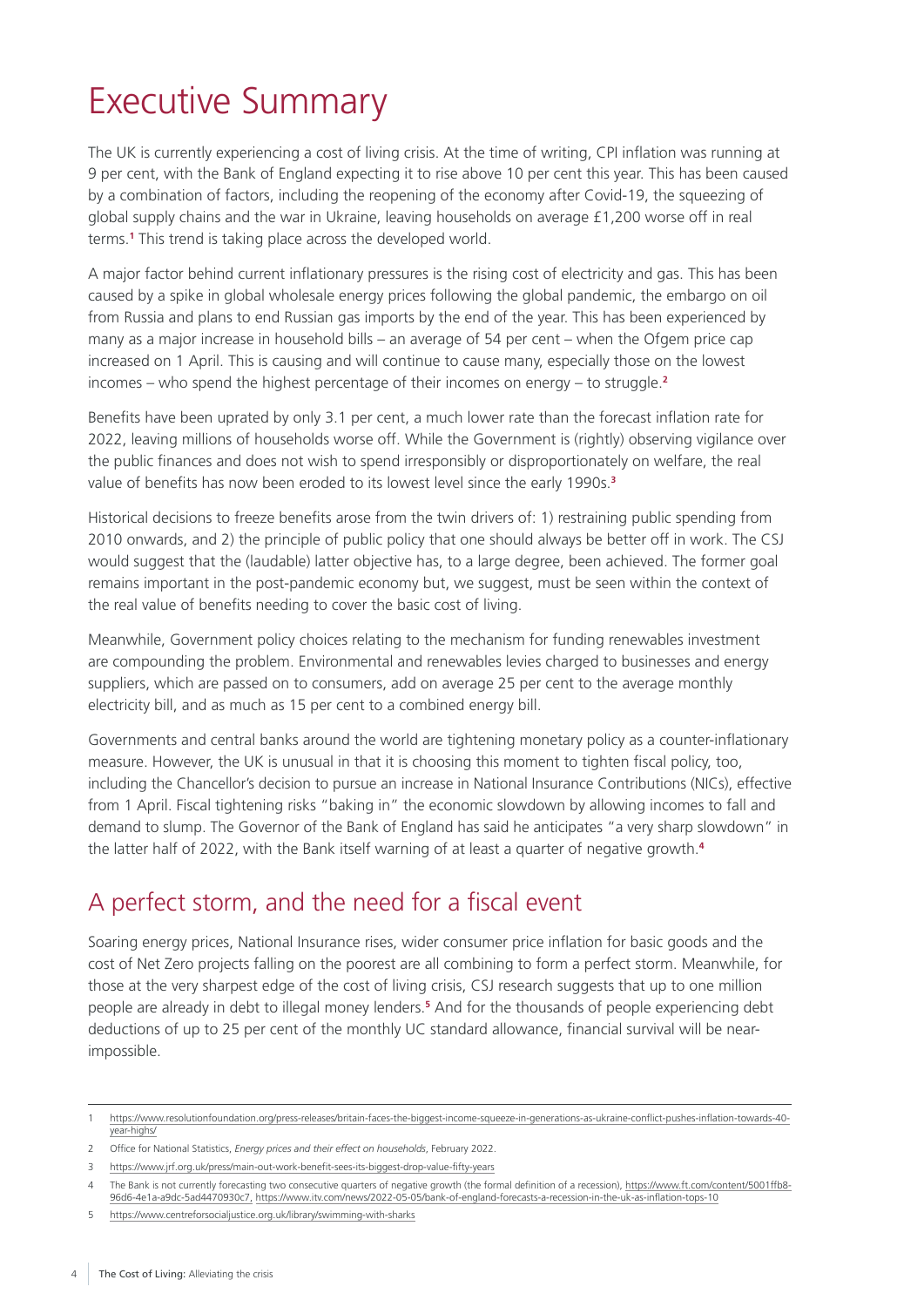# Executive Summary

The UK is currently experiencing a cost of living crisis. At the time of writing, CPI inflation was running at 9 per cent, with the Bank of England expecting it to rise above 10 per cent this year. This has been caused by a combination of factors, including the reopening of the economy after Covid-19, the squeezing of global supply chains and the war in Ukraine, leaving households on average £1,200 worse off in real terms.[1] This trend is taking place across the developed world.

A major factor behind current inflationary pressures is the rising cost of electricity and gas. This has been caused by a spike in global wholesale energy prices following the global pandemic, the embargo on oil from Russia and plans to end Russian gas imports by the end of the year. This has been experienced by many as a major increase in household bills – an average of 54 per cent – when the Ofgem price cap increased on 1 April. This is causing and will continue to cause many, especially those on the lowest incomes – who spend the highest percentage of their incomes on energy – to struggle.[2]

Benefits have been uprated by only 3.1 per cent, a much lower rate than the forecast inflation rate for 2022, leaving millions of households worse off. While the Government is (rightly) observing vigilance over the public finances and does not wish to spend irresponsibly or disproportionately on welfare, the real value of benefits has now been eroded to its lowest level since the early 1990s.[3]

Historical decisions to freeze benefits arose from the twin drivers of: 1) restraining public spending from 2010 onwards, and 2) the principle of public policy that one should always be better off in work. The CSJ would suggest that the (laudable) latter objective has, to a large degree, been achieved. The former goal remains important in the post-pandemic economy but, we suggest, must be seen within the context of the real value of benefits needing to cover the basic cost of living.

Meanwhile, Government policy choices relating to the mechanism for funding renewables investment are compounding the problem. Environmental and renewables levies charged to businesses and energy suppliers, which are passed on to consumers, add on average 25 per cent to the average monthly electricity bill, and as much as 15 per cent to a combined energy bill.

Governments and central banks around the world are tightening monetary policy as a counter-inflationary measure. However, the UK is unusual in that it is choosing this moment to tighten fiscal policy, too, including the Chancellor's decision to pursue an increase in National Insurance Contributions (NICs), effective from 1 April. Fiscal tightening risks "baking in" the economic slowdown by allowing incomes to fall and demand to slump. The Governor of the Bank of England has said he anticipates "a very sharp slowdown" in the latter half of 2022, with the Bank itself warning of at least a quarter of negative growth.[4]

## A perfect storm, and the need for a fiscal event

Soaring energy prices, National Insurance rises, wider consumer price inflation for basic goods and the cost of Net Zero projects falling on the poorest are all combining to form a perfect storm. Meanwhile, for those at the very sharpest edge of the cost of living crisis, CSJ research suggests that up to one million people are already in debt to illegal money lenders.[5] And for the thousands of people experiencing debt deductions of up to 25 per cent of the monthly UC standard allowance, financial survival will be near-impossible.

---

1 https://www.resolutionfoundation.org/press-releases/britain-faces-the-biggest-income-squeeze-in-generations-as-ukraine-conflict-pushes-inflation-towards-40-year-highs/

2 Office for National Statistics, *Energy prices and their effect on households*, February 2022.

3 https://www.jrf.org.uk/press/main-out-work-benefit-sees-its-biggest-drop-value-fifty-years

4 The Bank is not currently forecasting two consecutive quarters of negative growth (the formal definition of a recession), https://www.ft.com/content/5001ffb8-96d6-4e1a-a9dc-5ad4470930c7, https://www.itv.com/news/2022-05-05/bank-of-england-forecasts-a-recession-in-the-uk-as-inflation-tops-10

5 https://www.centreforsocialjustice.org.uk/library/swimming-with-sharks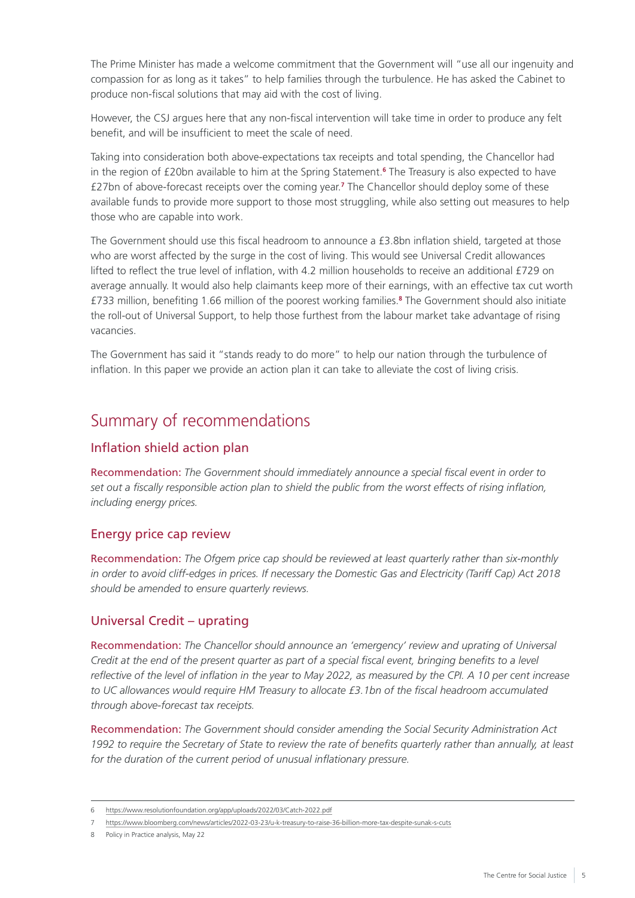The Prime Minister has made a welcome commitment that the Government will "use all our ingenuity and compassion for as long as it takes" to help families through the turbulence. He has asked the Cabinet to produce non-fiscal solutions that may aid with the cost of living.

However, the CSJ argues here that any non-fiscal intervention will take time in order to produce any felt benefit, and will be insufficient to meet the scale of need.

Taking into consideration both above-expectations tax receipts and total spending, the Chancellor had in the region of £20bn available to him at the Spring Statement.[6] The Treasury is also expected to have £27bn of above-forecast receipts over the coming year.[7] The Chancellor should deploy some of these available funds to provide more support to those most struggling, while also setting out measures to help those who are capable into work.

The Government should use this fiscal headroom to announce a £3.8bn inflation shield, targeted at those who are worst affected by the surge in the cost of living. This would see Universal Credit allowances lifted to reflect the true level of inflation, with 4.2 million households to receive an additional £729 on average annually. It would also help claimants keep more of their earnings, with an effective tax cut worth £733 million, benefiting 1.66 million of the poorest working families.[8] The Government should also initiate the roll-out of Universal Support, to help those furthest from the labour market take advantage of rising vacancies.

The Government has said it "stands ready to do more" to help our nation through the turbulence of inflation. In this paper we provide an action plan it can take to alleviate the cost of living crisis.

## Summary of recommendations

### Inflation shield action plan

Recommendation: *The Government should immediately announce a special fiscal event in order to set out a fiscally responsible action plan to shield the public from the worst effects of rising inflation, including energy prices.*

### Energy price cap review

Recommendation: *The Ofgem price cap should be reviewed at least quarterly rather than six-monthly in order to avoid cliff-edges in prices. If necessary the Domestic Gas and Electricity (Tariff Cap) Act 2018 should be amended to ensure quarterly reviews.*

### Universal Credit – uprating

Recommendation: *The Chancellor should announce an 'emergency' review and uprating of Universal Credit at the end of the present quarter as part of a special fiscal event, bringing benefits to a level reflective of the level of inflation in the year to May 2022, as measured by the CPI. A 10 per cent increase to UC allowances would require HM Treasury to allocate £3.1bn of the fiscal headroom accumulated through above-forecast tax receipts.*

Recommendation: *The Government should consider amending the Social Security Administration Act 1992 to require the Secretary of State to review the rate of benefits quarterly rather than annually, at least for the duration of the current period of unusual inflationary pressure.*

---

6 https://www.resolutionfoundation.org/app/uploads/2022/03/Catch-2022.pdf

7 https://www.bloomberg.com/news/articles/2022-03-23/u-k-treasury-to-raise-36-billion-more-tax-despite-sunak-s-cuts

8 Policy in Practice analysis, May 22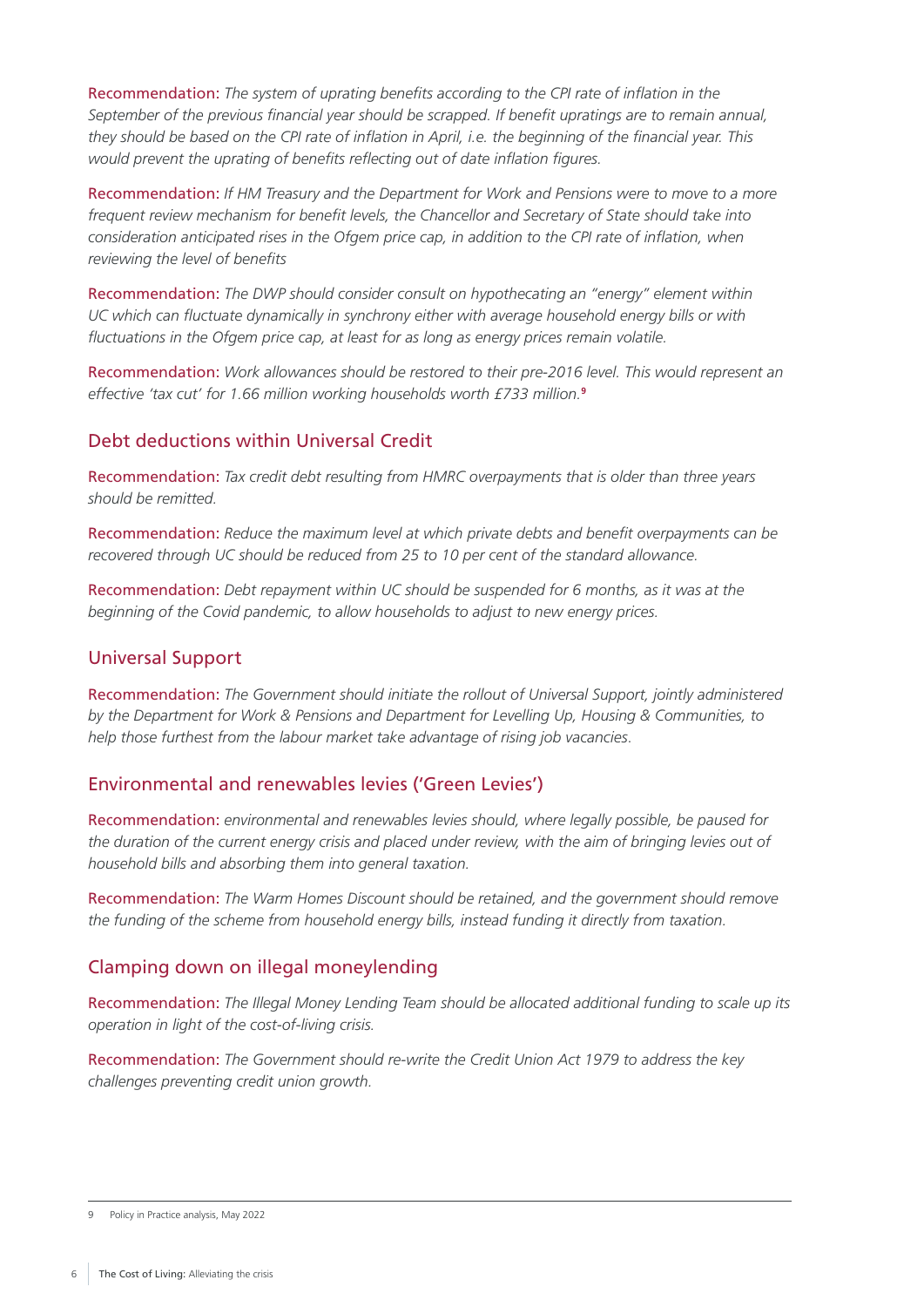Recommendation: *The system of uprating benefits according to the CPI rate of inflation in the September of the previous financial year should be scrapped. If benefit upratings are to remain annual, they should be based on the CPI rate of inflation in April, i.e. the beginning of the financial year. This would prevent the uprating of benefits reflecting out of date inflation figures.*

Recommendation: *If HM Treasury and the Department for Work and Pensions were to move to a more frequent review mechanism for benefit levels, the Chancellor and Secretary of State should take into consideration anticipated rises in the Ofgem price cap, in addition to the CPI rate of inflation, when reviewing the level of benefits*

Recommendation: *The DWP should consider consult on hypothecating an "energy" element within UC which can fluctuate dynamically in synchrony either with average household energy bills or with fluctuations in the Ofgem price cap, at least for as long as energy prices remain volatile.*

Recommendation: *Work allowances should be restored to their pre-2016 level. This would represent an effective 'tax cut' for 1.66 million working households worth £733 million.*[9]

## Debt deductions within Universal Credit

Recommendation: *Tax credit debt resulting from HMRC overpayments that is older than three years should be remitted.*

Recommendation: *Reduce the maximum level at which private debts and benefit overpayments can be recovered through UC should be reduced from 25 to 10 per cent of the standard allowance.*

Recommendation: *Debt repayment within UC should be suspended for 6 months, as it was at the beginning of the Covid pandemic, to allow households to adjust to new energy prices.*

## Universal Support

Recommendation: *The Government should initiate the rollout of Universal Support, jointly administered by the Department for Work & Pensions and Department for Levelling Up, Housing & Communities, to help those furthest from the labour market take advantage of rising job vacancies.*

## Environmental and renewables levies ('Green Levies')

Recommendation: *environmental and renewables levies should, where legally possible, be paused for the duration of the current energy crisis and placed under review, with the aim of bringing levies out of household bills and absorbing them into general taxation.*

Recommendation: *The Warm Homes Discount should be retained, and the government should remove the funding of the scheme from household energy bills, instead funding it directly from taxation.*

## Clamping down on illegal moneylending

Recommendation: *The Illegal Money Lending Team should be allocated additional funding to scale up its operation in light of the cost-of-living crisis.*

Recommendation: *The Government should re-write the Credit Union Act 1979 to address the key challenges preventing credit union growth.*

---

9 Policy in Practice analysis, May 2022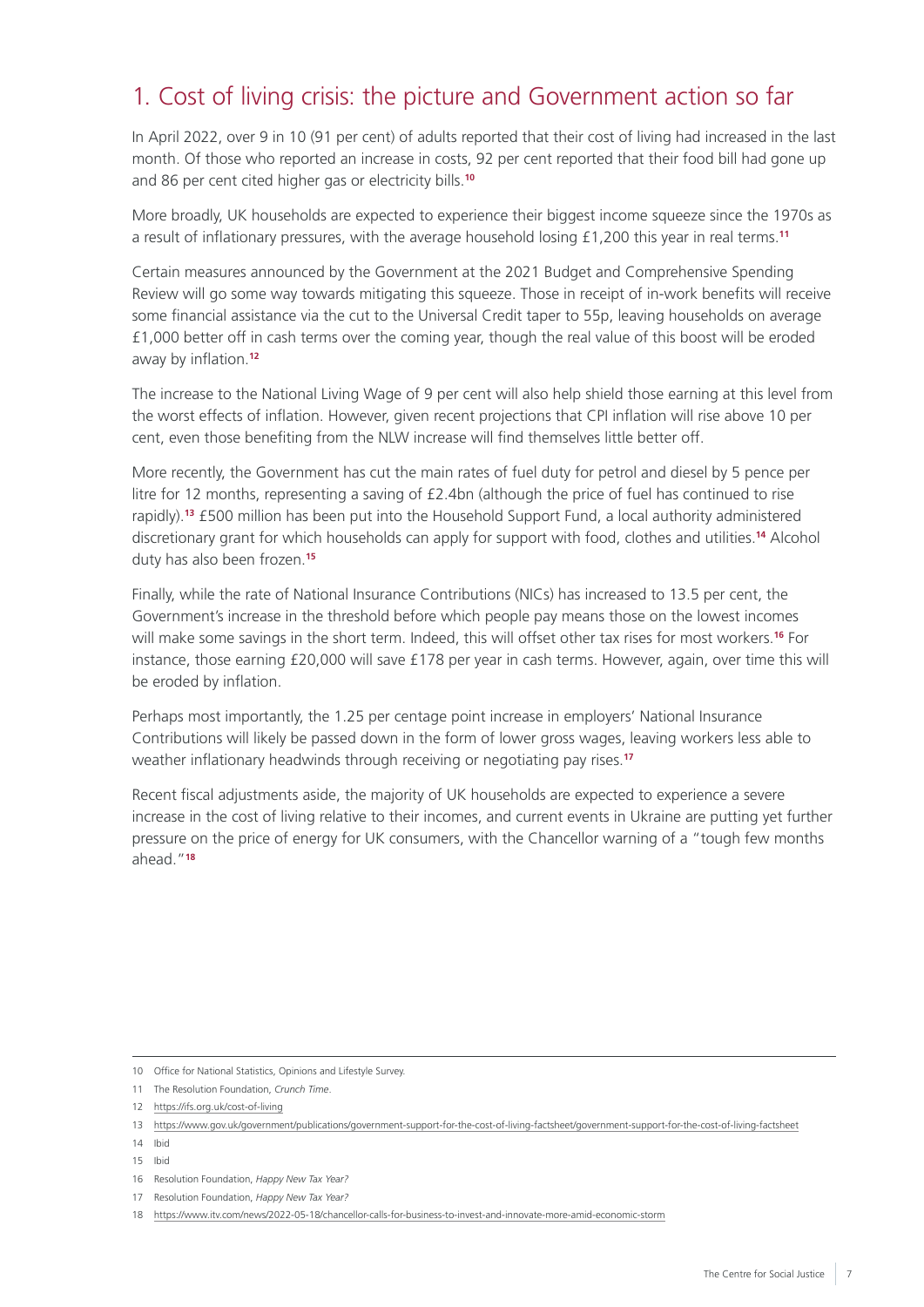# 1. Cost of living crisis: the picture and Government action so far

In April 2022, over 9 in 10 (91 per cent) of adults reported that their cost of living had increased in the last month. Of those who reported an increase in costs, 92 per cent reported that their food bill had gone up and 86 per cent cited higher gas or electricity bills.[10]

More broadly, UK households are expected to experience their biggest income squeeze since the 1970s as a result of inflationary pressures, with the average household losing £1,200 this year in real terms.[11]

Certain measures announced by the Government at the 2021 Budget and Comprehensive Spending Review will go some way towards mitigating this squeeze. Those in receipt of in-work benefits will receive some financial assistance via the cut to the Universal Credit taper to 55p, leaving households on average £1,000 better off in cash terms over the coming year, though the real value of this boost will be eroded away by inflation.[12]

The increase to the National Living Wage of 9 per cent will also help shield those earning at this level from the worst effects of inflation. However, given recent projections that CPI inflation will rise above 10 per cent, even those benefiting from the NLW increase will find themselves little better off.

More recently, the Government has cut the main rates of fuel duty for petrol and diesel by 5 pence per litre for 12 months, representing a saving of £2.4bn (although the price of fuel has continued to rise rapidly).[13] £500 million has been put into the Household Support Fund, a local authority administered discretionary grant for which households can apply for support with food, clothes and utilities.[14] Alcohol duty has also been frozen.[15]

Finally, while the rate of National Insurance Contributions (NICs) has increased to 13.5 per cent, the Government's increase in the threshold before which people pay means those on the lowest incomes will make some savings in the short term. Indeed, this will offset other tax rises for most workers.[16] For instance, those earning £20,000 will save £178 per year in cash terms. However, again, over time this will be eroded by inflation.

Perhaps most importantly, the 1.25 per centage point increase in employers' National Insurance Contributions will likely be passed down in the form of lower gross wages, leaving workers less able to weather inflationary headwinds through receiving or negotiating pay rises.[17]

Recent fiscal adjustments aside, the majority of UK households are expected to experience a severe increase in the cost of living relative to their incomes, and current events in Ukraine are putting yet further pressure on the price of energy for UK consumers, with the Chancellor warning of a "tough few months ahead."[18]

---

10 Office for National Statistics, Opinions and Lifestyle Survey.

11 The Resolution Foundation, *Crunch Time*.

12 https://ifs.org.uk/cost-of-living

13 https://www.gov.uk/government/publications/government-support-for-the-cost-of-living-factsheet/government-support-for-the-cost-of-living-factsheet

14 Ibid

15 Ibid

16 Resolution Foundation, *Happy New Tax Year?*

17 Resolution Foundation, *Happy New Tax Year?*

18 https://www.itv.com/news/2022-05-18/chancellor-calls-for-business-to-invest-and-innovate-more-amid-economic-storm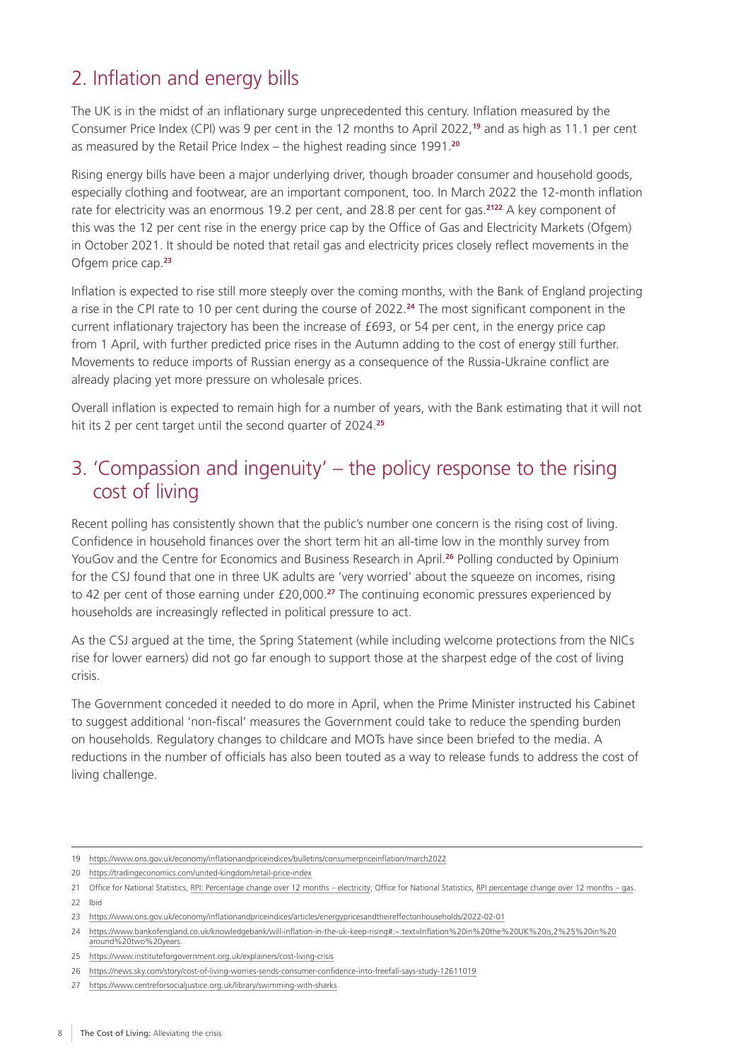## 2. Inflation and energy bills

The UK is in the midst of an inflationary surge unprecedented this century. Inflation measured by the Consumer Price Index (CPI) was 9 per cent in the 12 months to April 2022,[19] and as high as 11.1 per cent as measured by the Retail Price Index – the highest reading since 1991.[20]

Rising energy bills have been a major underlying driver, though broader consumer and household goods, especially clothing and footwear, are an important component, too. In March 2022 the 12-month inflation rate for electricity was an enormous 19.2 per cent, and 28.8 per cent for gas.[21][22] A key component of this was the 12 per cent rise in the energy price cap by the Office of Gas and Electricity Markets (Ofgem) in October 2021. It should be noted that retail gas and electricity prices closely reflect movements in the Ofgem price cap.[23]

Inflation is expected to rise still more steeply over the coming months, with the Bank of England projecting a rise in the CPI rate to 10 per cent during the course of 2022.[24] The most significant component in the current inflationary trajectory has been the increase of £693, or 54 per cent, in the energy price cap from 1 April, with further predicted price rises in the Autumn adding to the cost of energy still further. Movements to reduce imports of Russian energy as a consequence of the Russia-Ukraine conflict are already placing yet more pressure on wholesale prices.

Overall inflation is expected to remain high for a number of years, with the Bank estimating that it will not hit its 2 per cent target until the second quarter of 2024.[25]

## 3. 'Compassion and ingenuity' – the policy response to the rising cost of living

Recent polling has consistently shown that the public's number one concern is the rising cost of living. Confidence in household finances over the short term hit an all-time low in the monthly survey from YouGov and the Centre for Economics and Business Research in April.[26] Polling conducted by Opinium for the CSJ found that one in three UK adults are 'very worried' about the squeeze on incomes, rising to 42 per cent of those earning under £20,000.[27] The continuing economic pressures experienced by households are increasingly reflected in political pressure to act.

As the CSJ argued at the time, the Spring Statement (while including welcome protections from the NICs rise for lower earners) did not go far enough to support those at the sharpest edge of the cost of living crisis.

The Government conceded it needed to do more in April, when the Prime Minister instructed his Cabinet to suggest additional 'non-fiscal' measures the Government could take to reduce the spending burden on households. Regulatory changes to childcare and MOTs have since been briefed to the media. A reductions in the number of officials has also been touted as a way to release funds to address the cost of living challenge.

---

19 https://www.ons.gov.uk/economy/inflationandpriceindices/bulletins/consumerpriceinflation/march2022

20 https://tradingeconomics.com/united-kingdom/retail-price-index

21 Office for National Statistics, RPI: Percentage change over 12 months – electricity; Office for National Statistics, RPI percentage change over 12 months – gas.

22 Ibid

23 https://www.ons.gov.uk/economy/inflationandpriceindices/articles/energypricesandtheireffectonhouseholds/2022-02-01

24 https://www.bankofengland.co.uk/knowledgebank/will-inflation-in-the-uk-keep-rising#:~:text=Inflation%20in%20the%20UK%20is,2%25%20in%20around%20two%20years.

25 https://www.instituteforgovernment.org.uk/explainers/cost-living-crisis

26 https://news.sky.com/story/cost-of-living-worries-sends-consumer-confidence-into-freefall-says-study-12611019

27 https://www.centreforsocialjustice.org.uk/library/swimming-with-sharks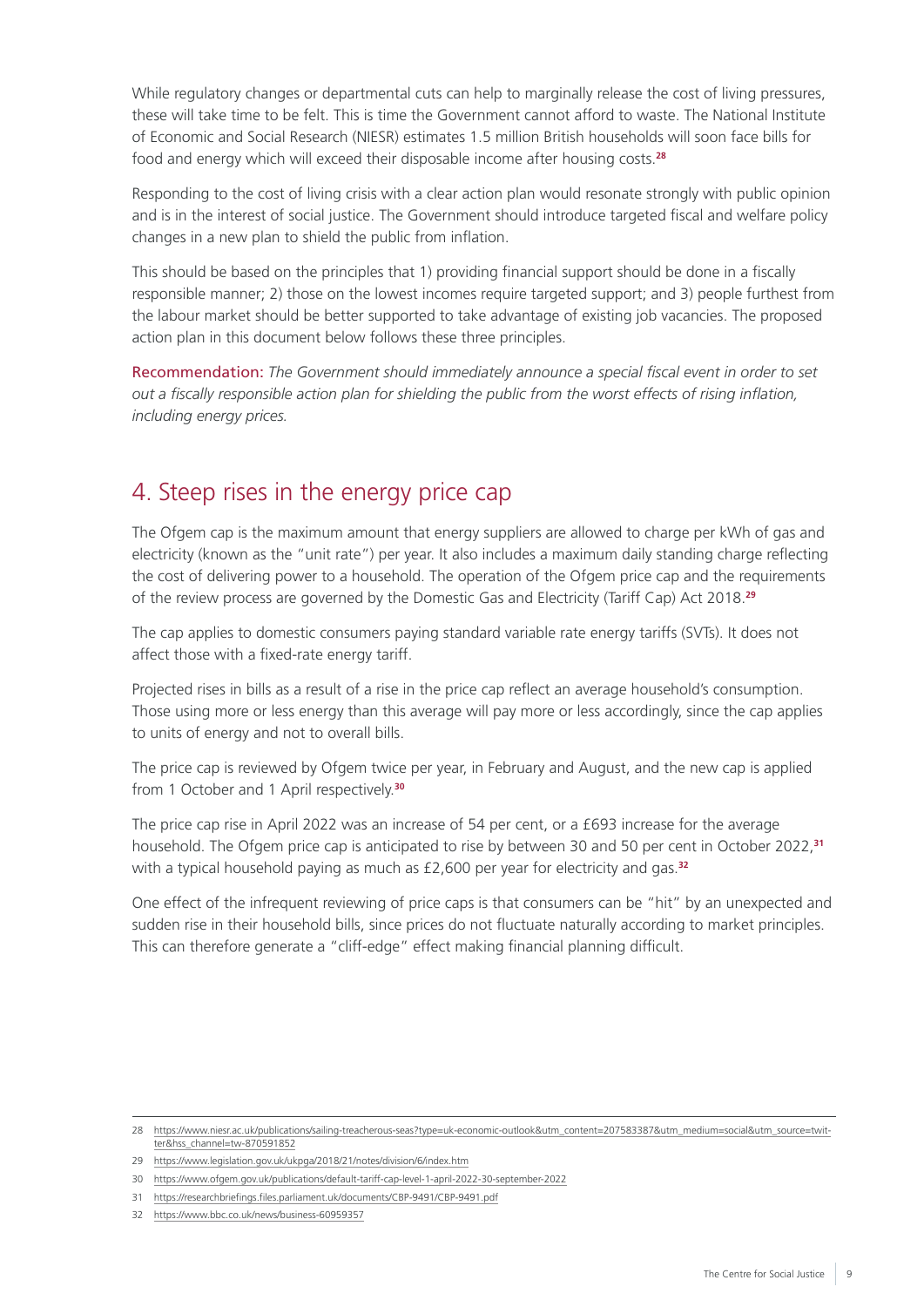While regulatory changes or departmental cuts can help to marginally release the cost of living pressures, these will take time to be felt. This is time the Government cannot afford to waste. The National Institute of Economic and Social Research (NIESR) estimates 1.5 million British households will soon face bills for food and energy which will exceed their disposable income after housing costs.[28]

Responding to the cost of living crisis with a clear action plan would resonate strongly with public opinion and is in the interest of social justice. The Government should introduce targeted fiscal and welfare policy changes in a new plan to shield the public from inflation.

This should be based on the principles that 1) providing financial support should be done in a fiscally responsible manner; 2) those on the lowest incomes require targeted support; and 3) people furthest from the labour market should be better supported to take advantage of existing job vacancies. The proposed action plan in this document below follows these three principles.

Recommendation: *The Government should immediately announce a special fiscal event in order to set out a fiscally responsible action plan for shielding the public from the worst effects of rising inflation, including energy prices.*

## 4. Steep rises in the energy price cap

The Ofgem cap is the maximum amount that energy suppliers are allowed to charge per kWh of gas and electricity (known as the "unit rate") per year. It also includes a maximum daily standing charge reflecting the cost of delivering power to a household. The operation of the Ofgem price cap and the requirements of the review process are governed by the Domestic Gas and Electricity (Tariff Cap) Act 2018.[29]

The cap applies to domestic consumers paying standard variable rate energy tariffs (SVTs). It does not affect those with a fixed-rate energy tariff.

Projected rises in bills as a result of a rise in the price cap reflect an average household's consumption. Those using more or less energy than this average will pay more or less accordingly, since the cap applies to units of energy and not to overall bills.

The price cap is reviewed by Ofgem twice per year, in February and August, and the new cap is applied from 1 October and 1 April respectively.[30]

The price cap rise in April 2022 was an increase of 54 per cent, or a £693 increase for the average household. The Ofgem price cap is anticipated to rise by between 30 and 50 per cent in October 2022,[31] with a typical household paying as much as £2,600 per year for electricity and gas.[32]

One effect of the infrequent reviewing of price caps is that consumers can be "hit" by an unexpected and sudden rise in their household bills, since prices do not fluctuate naturally according to market principles. This can therefore generate a "cliff-edge" effect making financial planning difficult.

---

28 https://www.niesr.ac.uk/publications/sailing-treacherous-seas?type=uk-economic-outlook&utm_content=207583387&utm_medium=social&utm_source=twitter&hss_channel=tw-870591852

29 https://www.legislation.gov.uk/ukpga/2018/21/notes/division/6/index.htm

30 https://www.ofgem.gov.uk/publications/default-tariff-cap-level-1-april-2022-30-september-2022

31 https://researchbriefings.files.parliament.uk/documents/CBP-9491/CBP-9491.pdf

32 https://www.bbc.co.uk/news/business-60959357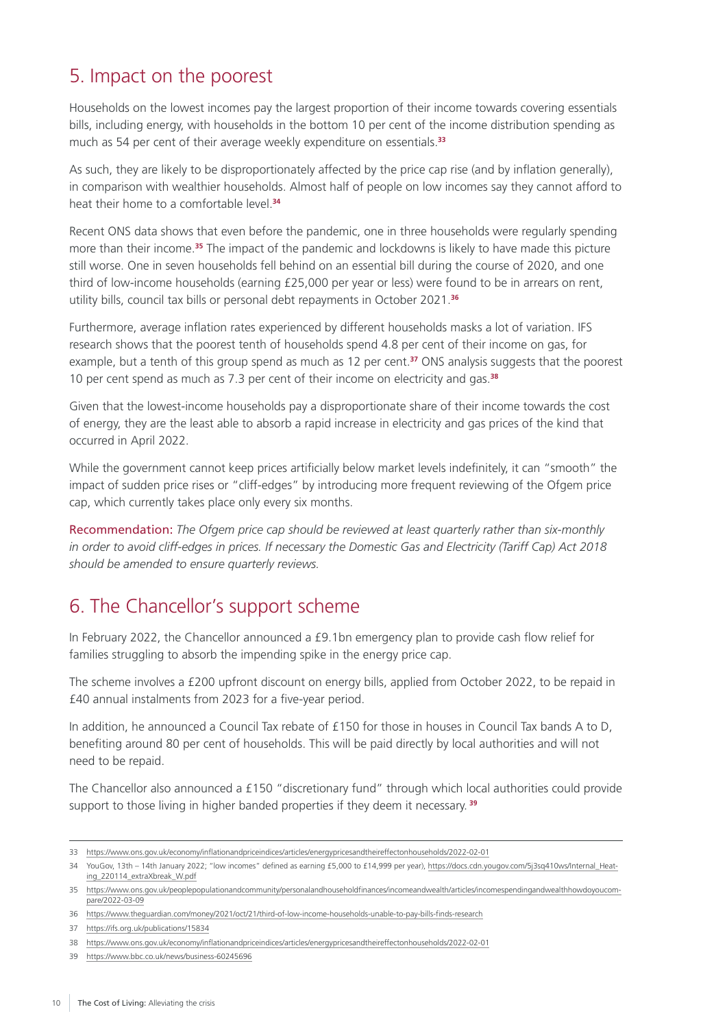## 5. Impact on the poorest

Households on the lowest incomes pay the largest proportion of their income towards covering essentials bills, including energy, with households in the bottom 10 per cent of the income distribution spending as much as 54 per cent of their average weekly expenditure on essentials.[33]

As such, they are likely to be disproportionately affected by the price cap rise (and by inflation generally), in comparison with wealthier households. Almost half of people on low incomes say they cannot afford to heat their home to a comfortable level.[34]

Recent ONS data shows that even before the pandemic, one in three households were regularly spending more than their income.[35] The impact of the pandemic and lockdowns is likely to have made this picture still worse. One in seven households fell behind on an essential bill during the course of 2020, and one third of low-income households (earning £25,000 per year or less) were found to be in arrears on rent, utility bills, council tax bills or personal debt repayments in October 2021.[36]

Furthermore, average inflation rates experienced by different households masks a lot of variation. IFS research shows that the poorest tenth of households spend 4.8 per cent of their income on gas, for example, but a tenth of this group spend as much as 12 per cent.[37] ONS analysis suggests that the poorest 10 per cent spend as much as 7.3 per cent of their income on electricity and gas.[38]

Given that the lowest-income households pay a disproportionate share of their income towards the cost of energy, they are the least able to absorb a rapid increase in electricity and gas prices of the kind that occurred in April 2022.

While the government cannot keep prices artificially below market levels indefinitely, it can "smooth" the impact of sudden price rises or "cliff-edges" by introducing more frequent reviewing of the Ofgem price cap, which currently takes place only every six months.

Recommendation: *The Ofgem price cap should be reviewed at least quarterly rather than six-monthly in order to avoid cliff-edges in prices. If necessary the Domestic Gas and Electricity (Tariff Cap) Act 2018 should be amended to ensure quarterly reviews.*

## 6. The Chancellor's support scheme

In February 2022, the Chancellor announced a £9.1bn emergency plan to provide cash flow relief for families struggling to absorb the impending spike in the energy price cap.

The scheme involves a £200 upfront discount on energy bills, applied from October 2022, to be repaid in £40 annual instalments from 2023 for a five-year period.

In addition, he announced a Council Tax rebate of £150 for those in houses in Council Tax bands A to D, benefiting around 80 per cent of households. This will be paid directly by local authorities and will not need to be repaid.

The Chancellor also announced a £150 "discretionary fund" through which local authorities could provide support to those living in higher banded properties if they deem it necessary.[39]

---

33 https://www.ons.gov.uk/economy/inflationandpriceindices/articles/energypricesandtheireffectonhouseholds/2022-02-01

34 YouGov, 13th – 14th January 2022; "low incomes" defined as earning £5,000 to £14,999 per year), https://docs.cdn.yougov.com/5j3sq410ws/Internal_Heating_220114_extraXbreak_W.pdf

35 https://www.ons.gov.uk/peoplepopulationandcommunity/personalandhouseholdfinances/incomeandwealth/articles/incomespendingandwealthhowdoyoucompare/2022-03-09

36 https://www.theguardian.com/money/2021/oct/21/third-of-low-income-households-unable-to-pay-bills-finds-research

37 https://ifs.org.uk/publications/15834

38 https://www.ons.gov.uk/economy/inflationandpriceindices/articles/energypricesandtheireffectonhouseholds/2022-02-01

39 https://www.bbc.co.uk/news/business-60245696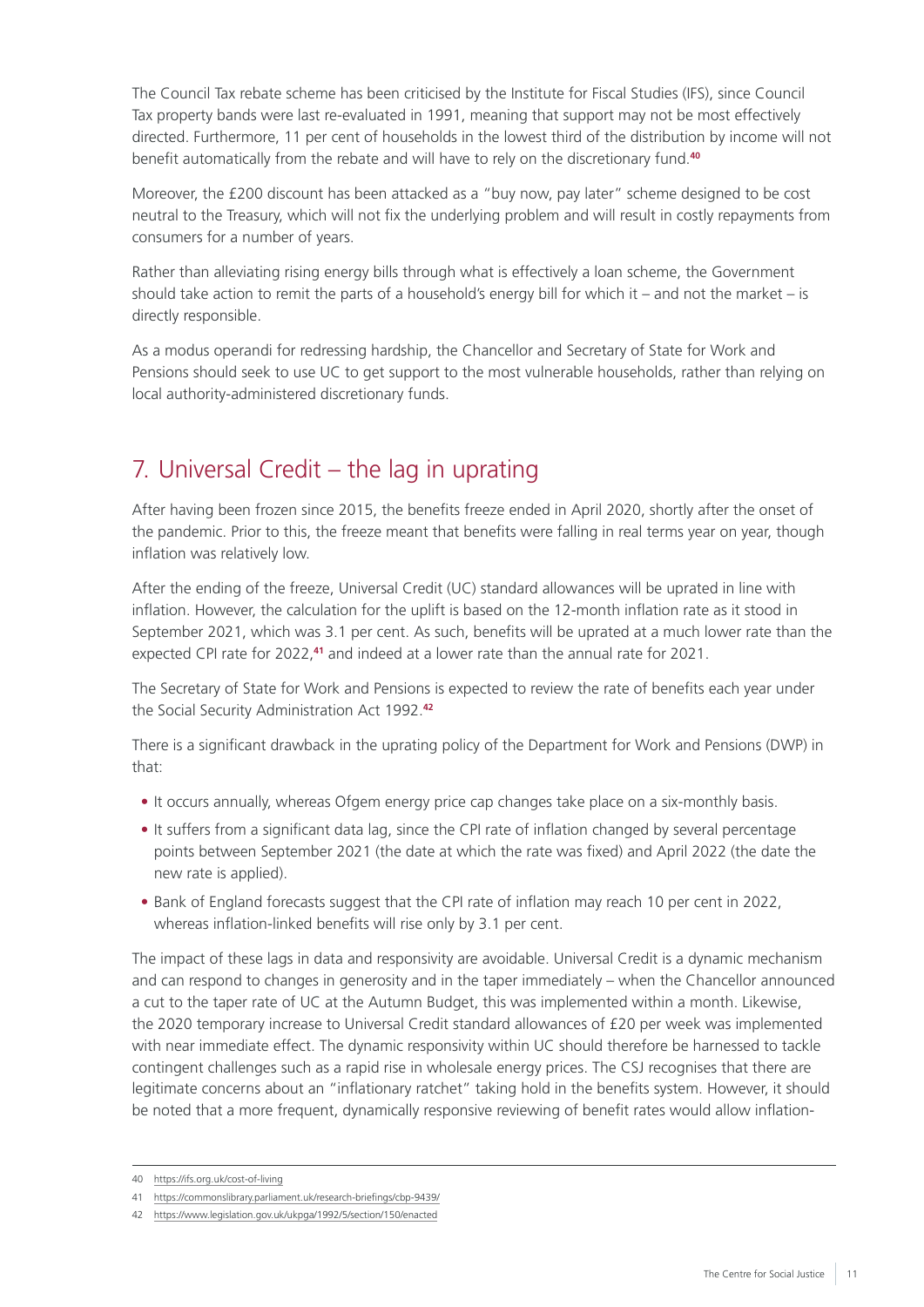The Council Tax rebate scheme has been criticised by the Institute for Fiscal Studies (IFS), since Council Tax property bands were last re-evaluated in 1991, meaning that support may not be most effectively directed. Furthermore, 11 per cent of households in the lowest third of the distribution by income will not benefit automatically from the rebate and will have to rely on the discretionary fund.[40]

Moreover, the £200 discount has been attacked as a "buy now, pay later" scheme designed to be cost neutral to the Treasury, which will not fix the underlying problem and will result in costly repayments from consumers for a number of years.

Rather than alleviating rising energy bills through what is effectively a loan scheme, the Government should take action to remit the parts of a household's energy bill for which it – and not the market – is directly responsible.

As a modus operandi for redressing hardship, the Chancellor and Secretary of State for Work and Pensions should seek to use UC to get support to the most vulnerable households, rather than relying on local authority-administered discretionary funds.

## 7. Universal Credit – the lag in uprating

After having been frozen since 2015, the benefits freeze ended in April 2020, shortly after the onset of the pandemic. Prior to this, the freeze meant that benefits were falling in real terms year on year, though inflation was relatively low.

After the ending of the freeze, Universal Credit (UC) standard allowances will be uprated in line with inflation. However, the calculation for the uplift is based on the 12-month inflation rate as it stood in September 2021, which was 3.1 per cent. As such, benefits will be uprated at a much lower rate than the expected CPI rate for 2022,[41] and indeed at a lower rate than the annual rate for 2021.

The Secretary of State for Work and Pensions is expected to review the rate of benefits each year under the Social Security Administration Act 1992.[42]

There is a significant drawback in the uprating policy of the Department for Work and Pensions (DWP) in that:

- It occurs annually, whereas Ofgem energy price cap changes take place on a six-monthly basis.
- It suffers from a significant data lag, since the CPI rate of inflation changed by several percentage points between September 2021 (the date at which the rate was fixed) and April 2022 (the date the new rate is applied).
- Bank of England forecasts suggest that the CPI rate of inflation may reach 10 per cent in 2022, whereas inflation-linked benefits will rise only by 3.1 per cent.

The impact of these lags in data and responsivity are avoidable. Universal Credit is a dynamic mechanism and can respond to changes in generosity and in the taper immediately – when the Chancellor announced a cut to the taper rate of UC at the Autumn Budget, this was implemented within a month. Likewise, the 2020 temporary increase to Universal Credit standard allowances of £20 per week was implemented with near immediate effect. The dynamic responsivity within UC should therefore be harnessed to tackle contingent challenges such as a rapid rise in wholesale energy prices. The CSJ recognises that there are legitimate concerns about an "inflationary ratchet" taking hold in the benefits system. However, it should be noted that a more frequent, dynamically responsive reviewing of benefit rates would allow inflation-

---

40 https://ifs.org.uk/cost-of-living

41 https://commonslibrary.parliament.uk/research-briefings/cbp-9439/

42 https://www.legislation.gov.uk/ukpga/1992/5/section/150/enacted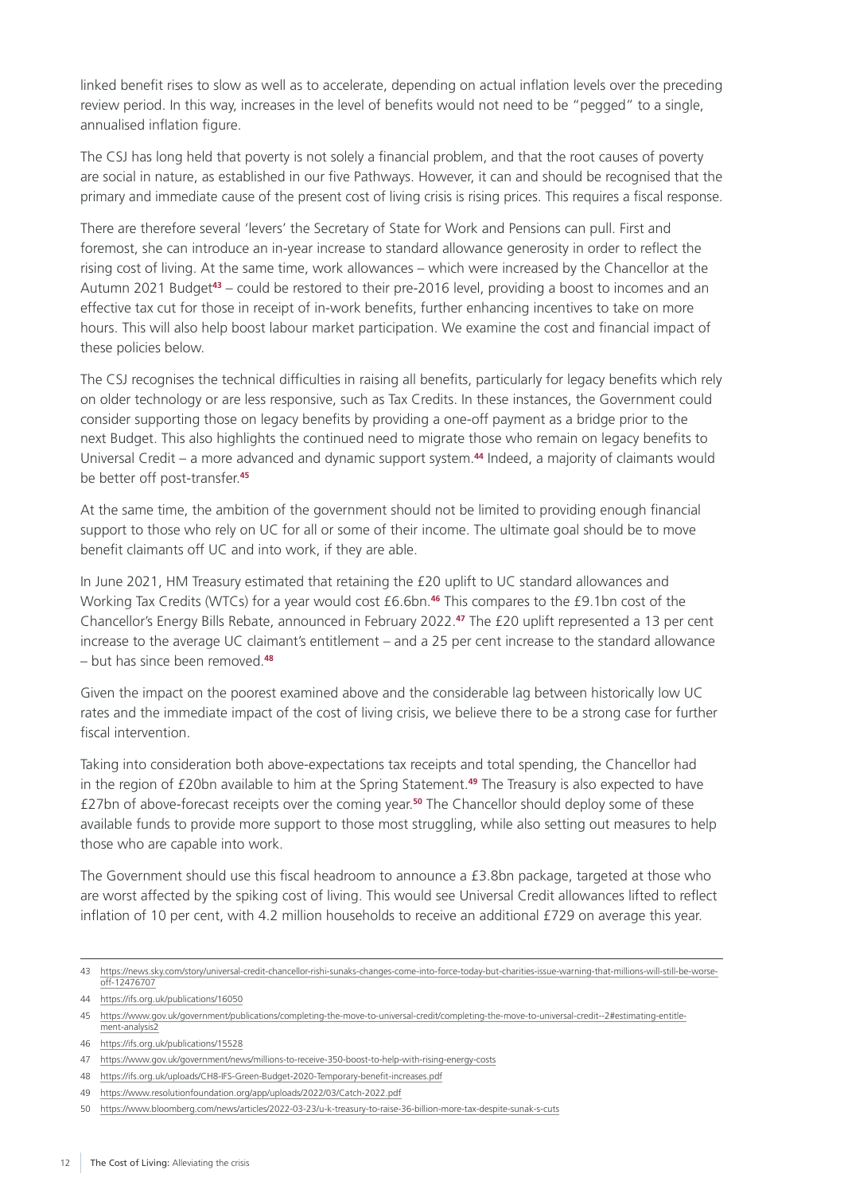linked benefit rises to slow as well as to accelerate, depending on actual inflation levels over the preceding review period. In this way, increases in the level of benefits would not need to be "pegged" to a single, annualised inflation figure.

The CSJ has long held that poverty is not solely a financial problem, and that the root causes of poverty are social in nature, as established in our five Pathways. However, it can and should be recognised that the primary and immediate cause of the present cost of living crisis is rising prices. This requires a fiscal response.

There are therefore several 'levers' the Secretary of State for Work and Pensions can pull. First and foremost, she can introduce an in-year increase to standard allowance generosity in order to reflect the rising cost of living. At the same time, work allowances – which were increased by the Chancellor at the Autumn 2021 Budget[43] – could be restored to their pre-2016 level, providing a boost to incomes and an effective tax cut for those in receipt of in-work benefits, further enhancing incentives to take on more hours. This will also help boost labour market participation. We examine the cost and financial impact of these policies below.

The CSJ recognises the technical difficulties in raising all benefits, particularly for legacy benefits which rely on older technology or are less responsive, such as Tax Credits. In these instances, the Government could consider supporting those on legacy benefits by providing a one-off payment as a bridge prior to the next Budget. This also highlights the continued need to migrate those who remain on legacy benefits to Universal Credit – a more advanced and dynamic support system.[44] Indeed, a majority of claimants would be better off post-transfer.[45]

At the same time, the ambition of the government should not be limited to providing enough financial support to those who rely on UC for all or some of their income. The ultimate goal should be to move benefit claimants off UC and into work, if they are able.

In June 2021, HM Treasury estimated that retaining the £20 uplift to UC standard allowances and Working Tax Credits (WTCs) for a year would cost £6.6bn.[46] This compares to the £9.1bn cost of the Chancellor's Energy Bills Rebate, announced in February 2022.[47] The £20 uplift represented a 13 per cent increase to the average UC claimant's entitlement – and a 25 per cent increase to the standard allowance – but has since been removed.[48]

Given the impact on the poorest examined above and the considerable lag between historically low UC rates and the immediate impact of the cost of living crisis, we believe there to be a strong case for further fiscal intervention.

Taking into consideration both above-expectations tax receipts and total spending, the Chancellor had in the region of £20bn available to him at the Spring Statement.[49] The Treasury is also expected to have £27bn of above-forecast receipts over the coming year.[50] The Chancellor should deploy some of these available funds to provide more support to those most struggling, while also setting out measures to help those who are capable into work.

The Government should use this fiscal headroom to announce a £3.8bn package, targeted at those who are worst affected by the spiking cost of living. This would see Universal Credit allowances lifted to reflect inflation of 10 per cent, with 4.2 million households to receive an additional £729 on average this year.

---

43 https://news.sky.com/story/universal-credit-chancellor-rishi-sunaks-changes-come-into-force-today-but-charities-issue-warning-that-millions-will-still-be-worse-off-12476707

44 https://ifs.org.uk/publications/16050

45 https://www.gov.uk/government/publications/completing-the-move-to-universal-credit/completing-the-move-to-universal-credit--2#estimating-entitlement-analysis2

46 https://ifs.org.uk/publications/15528

47 https://www.gov.uk/government/news/millions-to-receive-350-boost-to-help-with-rising-energy-costs

48 https://ifs.org.uk/uploads/CH8-IFS-Green-Budget-2020-Temporary-benefit-increases.pdf

49 https://www.resolutionfoundation.org/app/uploads/2022/03/Catch-2022.pdf

50 https://www.bloomberg.com/news/articles/2022-03-23/u-k-treasury-to-raise-36-billion-more-tax-despite-sunak-s-cuts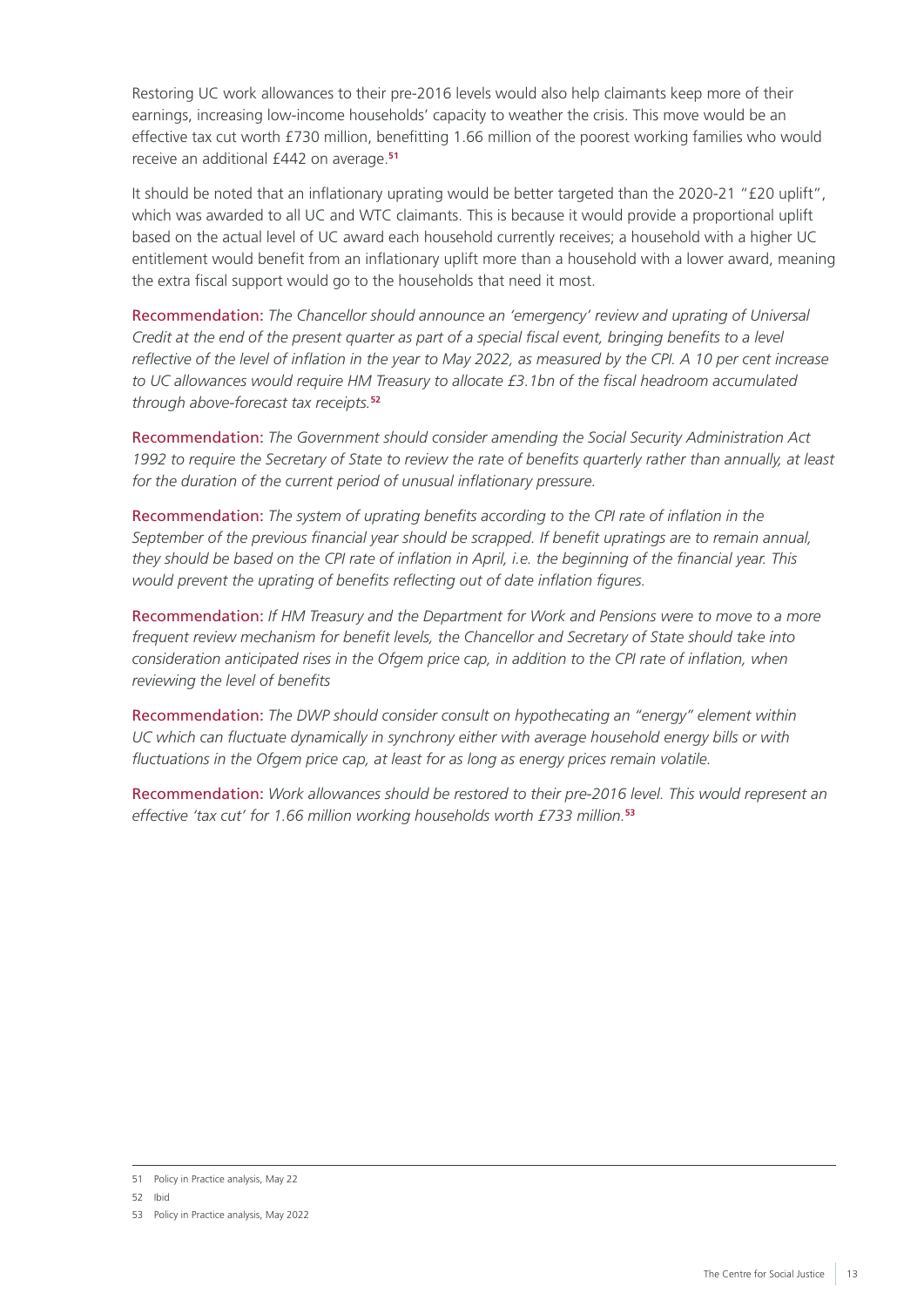Restoring UC work allowances to their pre-2016 levels would also help claimants keep more of their earnings, increasing low-income households' capacity to weather the crisis. This move would be an effective tax cut worth £730 million, benefitting 1.66 million of the poorest working families who would receive an additional £442 on average.[51]

It should be noted that an inflationary uprating would be better targeted than the 2020-21 "£20 uplift", which was awarded to all UC and WTC claimants. This is because it would provide a proportional uplift based on the actual level of UC award each household currently receives; a household with a higher UC entitlement would benefit from an inflationary uplift more than a household with a lower award, meaning the extra fiscal support would go to the households that need it most.

Recommendation: *The Chancellor should announce an 'emergency' review and uprating of Universal Credit at the end of the present quarter as part of a special fiscal event, bringing benefits to a level reflective of the level of inflation in the year to May 2022, as measured by the CPI. A 10 per cent increase to UC allowances would require HM Treasury to allocate £3.1bn of the fiscal headroom accumulated through above-forecast tax receipts.*[52]

Recommendation: *The Government should consider amending the Social Security Administration Act 1992 to require the Secretary of State to review the rate of benefits quarterly rather than annually, at least for the duration of the current period of unusual inflationary pressure.*

Recommendation: *The system of uprating benefits according to the CPI rate of inflation in the September of the previous financial year should be scrapped. If benefit upratings are to remain annual, they should be based on the CPI rate of inflation in April, i.e. the beginning of the financial year. This would prevent the uprating of benefits reflecting out of date inflation figures.*

Recommendation: *If HM Treasury and the Department for Work and Pensions were to move to a more frequent review mechanism for benefit levels, the Chancellor and Secretary of State should take into consideration anticipated rises in the Ofgem price cap, in addition to the CPI rate of inflation, when reviewing the level of benefits*

Recommendation: *The DWP should consider consult on hypothecating an "energy" element within UC which can fluctuate dynamically in synchrony either with average household energy bills or with fluctuations in the Ofgem price cap, at least for as long as energy prices remain volatile.*

Recommendation: *Work allowances should be restored to their pre-2016 level. This would represent an effective 'tax cut' for 1.66 million working households worth £733 million.*[53]

---

51 Policy in Practice analysis, May 22

52 Ibid

53 Policy in Practice analysis, May 2022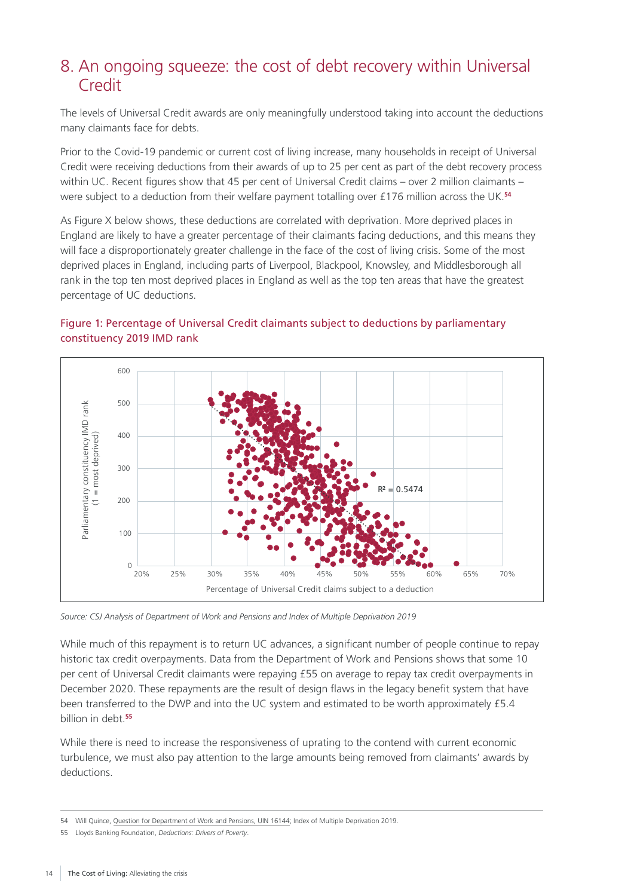# 8. An ongoing squeeze: the cost of debt recovery within Universal Credit

The levels of Universal Credit awards are only meaningfully understood taking into account the deductions many claimants face for debts.

Prior to the Covid-19 pandemic or current cost of living increase, many households in receipt of Universal Credit were receiving deductions from their awards of up to 25 per cent as part of the debt recovery process within UC. Recent figures show that 45 per cent of Universal Credit claims – over 2 million claimants – were subject to a deduction from their welfare payment totalling over £176 million across the UK.[54]

As Figure X below shows, these deductions are correlated with deprivation. More deprived places in England are likely to have a greater percentage of their claimants facing deductions, and this means they will face a disproportionately greater challenge in the face of the cost of living crisis. Some of the most deprived places in England, including parts of Liverpool, Blackpool, Knowsley, and Middlesborough all rank in the top ten most deprived places in England as well as the top ten areas that have the greatest percentage of UC deductions.

**Figure 1: Percentage of Universal Credit claimants subject to deductions by parliamentary constituency 2019 IMD rank**

*Source: CSJ Analysis of Department of Work and Pensions and Index of Multiple Deprivation 2019*

While much of this repayment is to return UC advances, a significant number of people continue to repay historic tax credit overpayments. Data from the Department of Work and Pensions shows that some 10 per cent of Universal Credit claimants were repaying £55 on average to repay tax credit overpayments in December 2020. These repayments are the result of design flaws in the legacy benefit system that have been transferred to the DWP and into the UC system and estimated to be worth approximately £5.4 billion in debt.[55]

While there is need to increase the responsiveness of uprating to the contend with current economic turbulence, we must also pay attention to the large amounts being removed from claimants' awards by deductions.

---

54 Will Quince, Question for Department of Work and Pensions, UIN 16144; Index of Multiple Deprivation 2019.

55 Lloyds Banking Foundation, *Deductions: Drivers of Poverty*.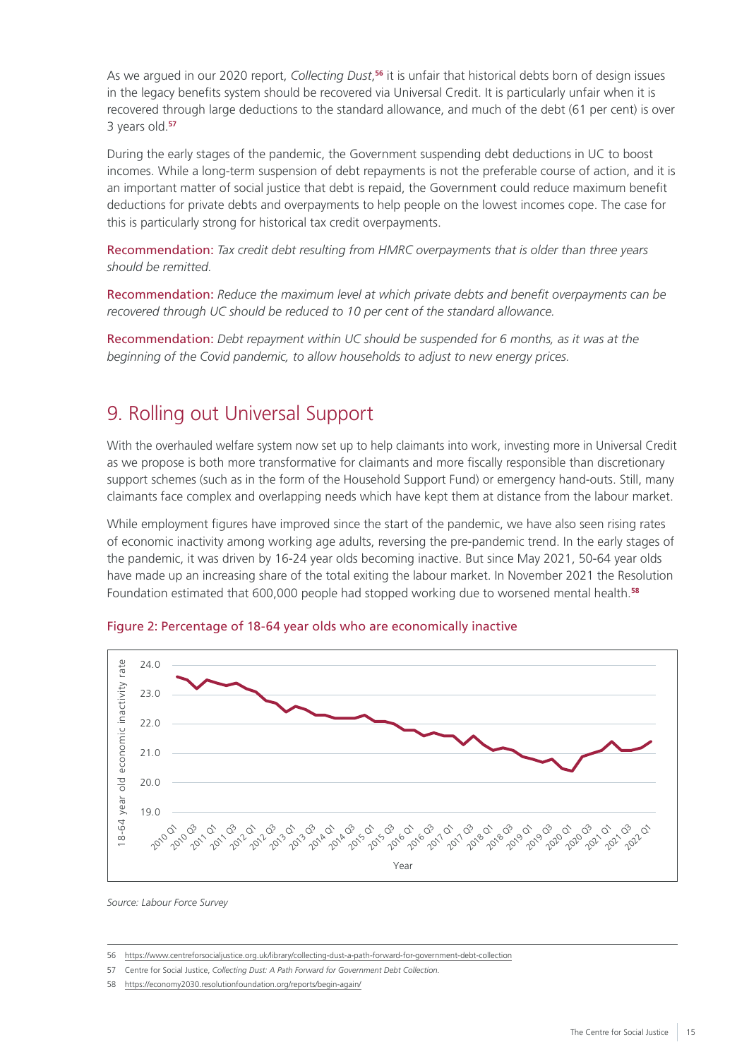As we argued in our 2020 report, *Collecting Dust*,[56] it is unfair that historical debts born of design issues in the legacy benefits system should be recovered via Universal Credit. It is particularly unfair when it is recovered through large deductions to the standard allowance, and much of the debt (61 per cent) is over 3 years old.[57]

During the early stages of the pandemic, the Government suspending debt deductions in UC to boost incomes. While a long-term suspension of debt repayments is not the preferable course of action, and it is an important matter of social justice that debt is repaid, the Government could reduce maximum benefit deductions for private debts and overpayments to help people on the lowest incomes cope. The case for this is particularly strong for historical tax credit overpayments.

Recommendation: *Tax credit debt resulting from HMRC overpayments that is older than three years should be remitted.*

Recommendation: *Reduce the maximum level at which private debts and benefit overpayments can be recovered through UC should be reduced to 10 per cent of the standard allowance.*

Recommendation: *Debt repayment within UC should be suspended for 6 months, as it was at the beginning of the Covid pandemic, to allow households to adjust to new energy prices.*

## 9. Rolling out Universal Support

With the overhauled welfare system now set up to help claimants into work, investing more in Universal Credit as we propose is both more transformative for claimants and more fiscally responsible than discretionary support schemes (such as in the form of the Household Support Fund) or emergency hand-outs. Still, many claimants face complex and overlapping needs which have kept them at distance from the labour market.

While employment figures have improved since the start of the pandemic, we have also seen rising rates of economic inactivity among working age adults, reversing the pre-pandemic trend. In the early stages of the pandemic, it was driven by 16-24 year olds becoming inactive. But since May 2021, 50-64 year olds have made up an increasing share of the total exiting the labour market. In November 2021 the Resolution Foundation estimated that 600,000 people had stopped working due to worsened mental health.[58]

Figure 2: Percentage of 18-64 year olds who are economically inactive

Source: Labour Force Survey

56 https://www.centreforsocialjustice.org.uk/library/collecting-dust-a-path-forward-for-government-debt-collection

57 Centre for Social Justice, *Collecting Dust: A Path Forward for Government Debt Collection.*

58 https://economy2030.resolutionfoundation.org/reports/begin-again/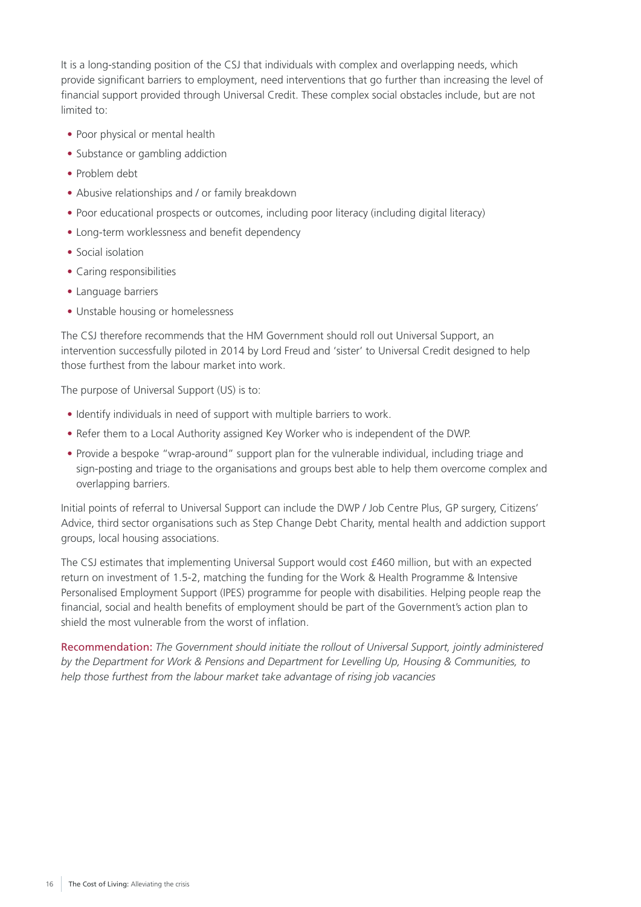It is a long-standing position of the CSJ that individuals with complex and overlapping needs, which provide significant barriers to employment, need interventions that go further than increasing the level of financial support provided through Universal Credit. These complex social obstacles include, but are not limited to:

- Poor physical or mental health
- Substance or gambling addiction
- Problem debt
- Abusive relationships and / or family breakdown
- Poor educational prospects or outcomes, including poor literacy (including digital literacy)
- Long-term worklessness and benefit dependency
- Social isolation
- Caring responsibilities
- Language barriers
- Unstable housing or homelessness

The CSJ therefore recommends that the HM Government should roll out Universal Support, an intervention successfully piloted in 2014 by Lord Freud and 'sister' to Universal Credit designed to help those furthest from the labour market into work.

The purpose of Universal Support (US) is to:

- Identify individuals in need of support with multiple barriers to work.
- Refer them to a Local Authority assigned Key Worker who is independent of the DWP.
- Provide a bespoke "wrap-around" support plan for the vulnerable individual, including triage and sign-posting and triage to the organisations and groups best able to help them overcome complex and overlapping barriers.

Initial points of referral to Universal Support can include the DWP / Job Centre Plus, GP surgery, Citizens' Advice, third sector organisations such as Step Change Debt Charity, mental health and addiction support groups, local housing associations.

The CSJ estimates that implementing Universal Support would cost £460 million, but with an expected return on investment of 1.5-2, matching the funding for the Work & Health Programme & Intensive Personalised Employment Support (IPES) programme for people with disabilities. Helping people reap the financial, social and health benefits of employment should be part of the Government's action plan to shield the most vulnerable from the worst of inflation.

Recommendation: *The Government should initiate the rollout of Universal Support, jointly administered by the Department for Work & Pensions and Department for Levelling Up, Housing & Communities, to help those furthest from the labour market take advantage of rising job vacancies*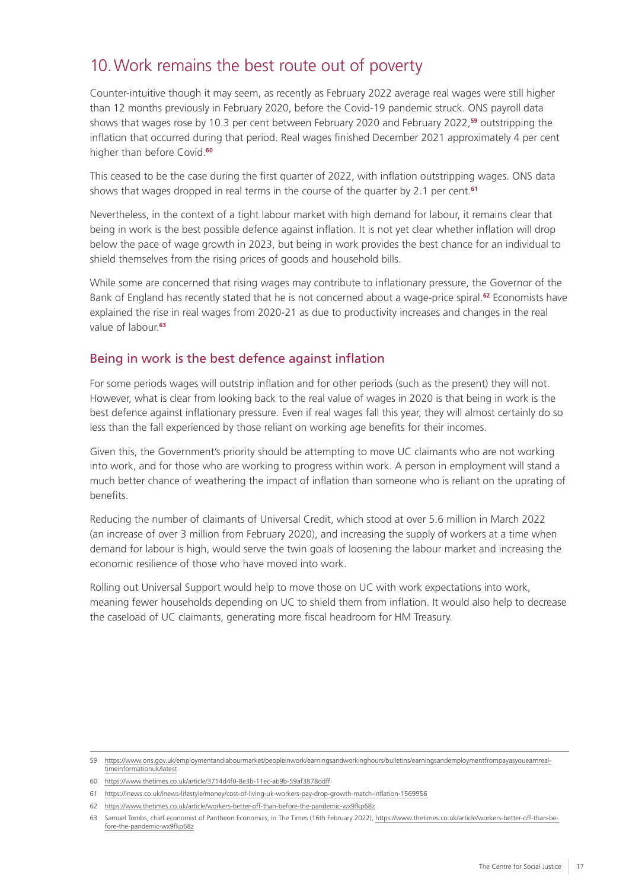# 10. Work remains the best route out of poverty

Counter-intuitive though it may seem, as recently as February 2022 average real wages were still higher than 12 months previously in February 2020, before the Covid-19 pandemic struck. ONS payroll data shows that wages rose by 10.3 per cent between February 2020 and February 2022,[59] outstripping the inflation that occurred during that period. Real wages finished December 2021 approximately 4 per cent higher than before Covid.[60]

This ceased to be the case during the first quarter of 2022, with inflation outstripping wages. ONS data shows that wages dropped in real terms in the course of the quarter by 2.1 per cent.[61]

Nevertheless, in the context of a tight labour market with high demand for labour, it remains clear that being in work is the best possible defence against inflation. It is not yet clear whether inflation will drop below the pace of wage growth in 2023, but being in work provides the best chance for an individual to shield themselves from the rising prices of goods and household bills.

While some are concerned that rising wages may contribute to inflationary pressure, the Governor of the Bank of England has recently stated that he is not concerned about a wage-price spiral.[62] Economists have explained the rise in real wages from 2020-21 as due to productivity increases and changes in the real value of labour.[63]

## Being in work is the best defence against inflation

For some periods wages will outstrip inflation and for other periods (such as the present) they will not. However, what is clear from looking back to the real value of wages in 2020 is that being in work is the best defence against inflationary pressure. Even if real wages fall this year, they will almost certainly do so less than the fall experienced by those reliant on working age benefits for their incomes.

Given this, the Government's priority should be attempting to move UC claimants who are not working into work, and for those who are working to progress within work. A person in employment will stand a much better chance of weathering the impact of inflation than someone who is reliant on the uprating of benefits.

Reducing the number of claimants of Universal Credit, which stood at over 5.6 million in March 2022 (an increase of over 3 million from February 2020), and increasing the supply of workers at a time when demand for labour is high, would serve the twin goals of loosening the labour market and increasing the economic resilience of those who have moved into work.

Rolling out Universal Support would help to move those on UC with work expectations into work, meaning fewer households depending on UC to shield them from inflation. It would also help to decrease the caseload of UC claimants, generating more fiscal headroom for HM Treasury.

---

59 https://www.ons.gov.uk/employmentandlabourmarket/peopleinwork/earningsandworkinghours/bulletins/earningsandemploymentfrompayasyouearnrealtimeinformationuk/latest

60 https://www.thetimes.co.uk/article/3714d4f0-8e3b-11ec-ab9b-59af3878ddff

61 https://inews.co.uk/inews-lifestyle/money/cost-of-living-uk-workers-pay-drop-growth-match-inflation-1569956

62 https://www.thetimes.co.uk/article/workers-better-off-than-before-the-pandemic-wx9fkp68z

63 Samuel Tombs, chief economist of Pantheon Economics, in The Times (16th February 2022), https://www.thetimes.co.uk/article/workers-better-off-than-before-the-pandemic-wx9fkp68z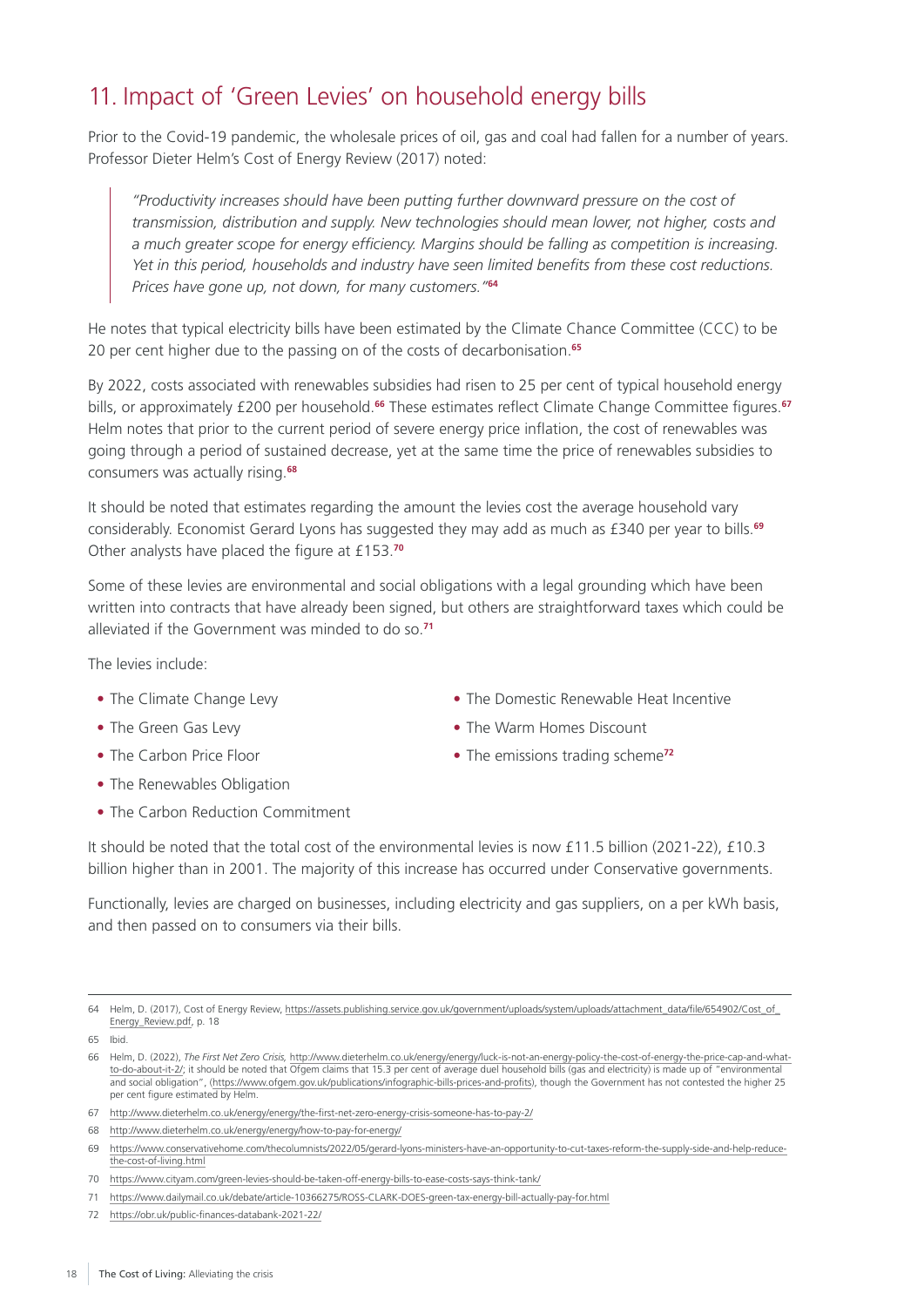## 11. Impact of 'Green Levies' on household energy bills

Prior to the Covid-19 pandemic, the wholesale prices of oil, gas and coal had fallen for a number of years. Professor Dieter Helm's Cost of Energy Review (2017) noted:

> *"Productivity increases should have been putting further downward pressure on the cost of transmission, distribution and supply. New technologies should mean lower, not higher, costs and a much greater scope for energy efficiency. Margins should be falling as competition is increasing. Yet in this period, households and industry have seen limited benefits from these cost reductions. Prices have gone up, not down, for many customers."*[64]

He notes that typical electricity bills have been estimated by the Climate Chance Committee (CCC) to be 20 per cent higher due to the passing on of the costs of decarbonisation.[65]

By 2022, costs associated with renewables subsidies had risen to 25 per cent of typical household energy bills, or approximately £200 per household.[66] These estimates reflect Climate Change Committee figures.[67] Helm notes that prior to the current period of severe energy price inflation, the cost of renewables was going through a period of sustained decrease, yet at the same time the price of renewables subsidies to consumers was actually rising.[68]

It should be noted that estimates regarding the amount the levies cost the average household vary considerably. Economist Gerard Lyons has suggested they may add as much as £340 per year to bills.[69] Other analysts have placed the figure at £153.[70]

Some of these levies are environmental and social obligations with a legal grounding which have been written into contracts that have already been signed, but others are straightforward taxes which could be alleviated if the Government was minded to do so.[71]

The levies include:

- The Climate Change Levy
- The Green Gas Levy
- The Carbon Price Floor
- The Renewables Obligation
- The Carbon Reduction Commitment
- The Domestic Renewable Heat Incentive
- The Warm Homes Discount
- The emissions trading scheme[72]

It should be noted that the total cost of the environmental levies is now £11.5 billion (2021-22), £10.3 billion higher than in 2001. The majority of this increase has occurred under Conservative governments.

Functionally, levies are charged on businesses, including electricity and gas suppliers, on a per kWh basis, and then passed on to consumers via their bills.

---

64 Helm, D. (2017), Cost of Energy Review, https://assets.publishing.service.gov.uk/government/uploads/system/uploads/attachment_data/file/654902/Cost_of_Energy_Review.pdf, p. 18

65 Ibid.

66 Helm, D. (2022), *The First Net Zero Crisis,* http://www.dieterhelm.co.uk/energy/energy/luck-is-not-an-energy-policy-the-cost-of-energy-the-price-cap-and-what-to-do-about-it-2/; it should be noted that Ofgem claims that 15.3 per cent of average duel household bills (gas and electricity) is made up of "environmental and social obligation", (https://www.ofgem.gov.uk/publications/infographic-bills-prices-and-profits), though the Government has not contested the higher 25 per cent figure estimated by Helm.

67 http://www.dieterhelm.co.uk/energy/energy/the-first-net-zero-energy-crisis-someone-has-to-pay-2/

68 http://www.dieterhelm.co.uk/energy/energy/how-to-pay-for-energy/

69 https://www.conservativehome.com/thecolumnists/2022/05/gerard-lyons-ministers-have-an-opportunity-to-cut-taxes-reform-the-supply-side-and-help-reduce-the-cost-of-living.html

70 https://www.cityam.com/green-levies-should-be-taken-off-energy-bills-to-ease-costs-says-think-tank/

71 https://www.dailymail.co.uk/debate/article-10366275/ROSS-CLARK-DOES-green-tax-energy-bill-actually-pay-for.html

72 https://obr.uk/public-finances-databank-2021-22/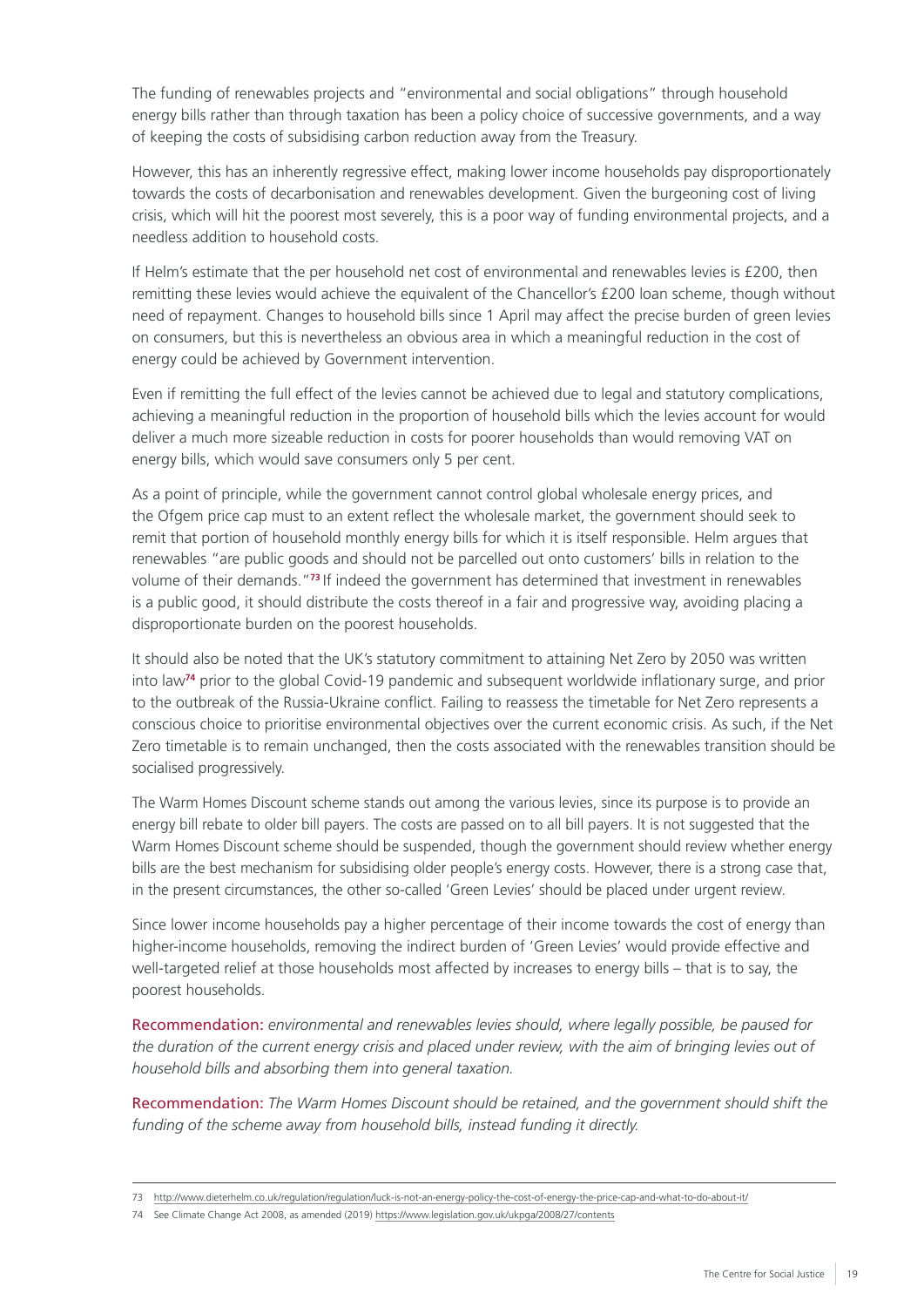The funding of renewables projects and "environmental and social obligations" through household energy bills rather than through taxation has been a policy choice of successive governments, and a way of keeping the costs of subsidising carbon reduction away from the Treasury.

However, this has an inherently regressive effect, making lower income households pay disproportionately towards the costs of decarbonisation and renewables development. Given the burgeoning cost of living crisis, which will hit the poorest most severely, this is a poor way of funding environmental projects, and a needless addition to household costs.

If Helm's estimate that the per household net cost of environmental and renewables levies is £200, then remitting these levies would achieve the equivalent of the Chancellor's £200 loan scheme, though without need of repayment. Changes to household bills since 1 April may affect the precise burden of green levies on consumers, but this is nevertheless an obvious area in which a meaningful reduction in the cost of energy could be achieved by Government intervention.

Even if remitting the full effect of the levies cannot be achieved due to legal and statutory complications, achieving a meaningful reduction in the proportion of household bills which the levies account for would deliver a much more sizeable reduction in costs for poorer households than would removing VAT on energy bills, which would save consumers only 5 per cent.

As a point of principle, while the government cannot control global wholesale energy prices, and the Ofgem price cap must to an extent reflect the wholesale market, the government should seek to remit that portion of household monthly energy bills for which it is itself responsible. Helm argues that renewables "are public goods and should not be parcelled out onto customers' bills in relation to the volume of their demands."[73] If indeed the government has determined that investment in renewables is a public good, it should distribute the costs thereof in a fair and progressive way, avoiding placing a disproportionate burden on the poorest households.

It should also be noted that the UK's statutory commitment to attaining Net Zero by 2050 was written into law[74] prior to the global Covid-19 pandemic and subsequent worldwide inflationary surge, and prior to the outbreak of the Russia-Ukraine conflict. Failing to reassess the timetable for Net Zero represents a conscious choice to prioritise environmental objectives over the current economic crisis. As such, if the Net Zero timetable is to remain unchanged, then the costs associated with the renewables transition should be socialised progressively.

The Warm Homes Discount scheme stands out among the various levies, since its purpose is to provide an energy bill rebate to older bill payers. The costs are passed on to all bill payers. It is not suggested that the Warm Homes Discount scheme should be suspended, though the government should review whether energy bills are the best mechanism for subsidising older people's energy costs. However, there is a strong case that, in the present circumstances, the other so-called 'Green Levies' should be placed under urgent review.

Since lower income households pay a higher percentage of their income towards the cost of energy than higher-income households, removing the indirect burden of 'Green Levies' would provide effective and well-targeted relief at those households most affected by increases to energy bills – that is to say, the poorest households.

Recommendation: *environmental and renewables levies should, where legally possible, be paused for the duration of the current energy crisis and placed under review, with the aim of bringing levies out of household bills and absorbing them into general taxation.*

Recommendation: *The Warm Homes Discount should be retained, and the government should shift the funding of the scheme away from household bills, instead funding it directly.*

---

73 http://www.dieterhelm.co.uk/regulation/regulation/luck-is-not-an-energy-policy-the-cost-of-energy-the-price-cap-and-what-to-do-about-it/

74 See Climate Change Act 2008, as amended (2019) https://www.legislation.gov.uk/ukpga/2008/27/contents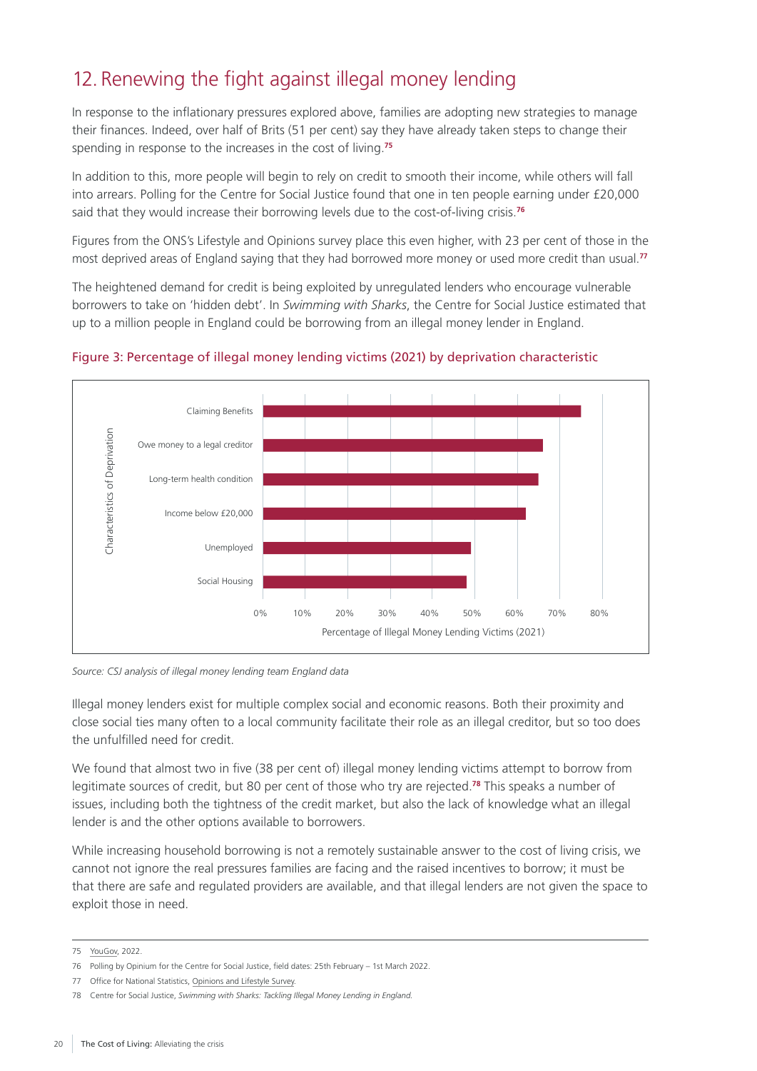## 12. Renewing the fight against illegal money lending

In response to the inflationary pressures explored above, families are adopting new strategies to manage their finances. Indeed, over half of Brits (51 per cent) say they have already taken steps to change their spending in response to the increases in the cost of living.[75]

In addition to this, more people will begin to rely on credit to smooth their income, while others will fall into arrears. Polling for the Centre for Social Justice found that one in ten people earning under £20,000 said that they would increase their borrowing levels due to the cost-of-living crisis.[76]

Figures from the ONS's Lifestyle and Opinions survey place this even higher, with 23 per cent of those in the most deprived areas of England saying that they had borrowed more money or used more credit than usual.[77]

The heightened demand for credit is being exploited by unregulated lenders who encourage vulnerable borrowers to take on 'hidden debt'. In *Swimming with Sharks*, the Centre for Social Justice estimated that up to a million people in England could be borrowing from an illegal money lender in England.

**Figure 3: Percentage of illegal money lending victims (2021) by deprivation characteristic**

| Characteristics of Deprivation | Percentage of Illegal Money Lending Victims (2021) |
|---|---|
| Claiming Benefits | ~75% |
| Owe money to a legal creditor | ~66% |
| Long-term health condition | ~65% |
| Income below £20,000 | ~62% |
| Unemployed | ~49% |
| Social Housing | ~48% |

*Source: CSJ analysis of illegal money lending team England data*

Illegal money lenders exist for multiple complex social and economic reasons. Both their proximity and close social ties many often to a local community facilitate their role as an illegal creditor, but so too does the unfulfilled need for credit.

We found that almost two in five (38 per cent of) illegal money lending victims attempt to borrow from legitimate sources of credit, but 80 per cent of those who try are rejected.[78] This speaks a number of issues, including both the tightness of the credit market, but also the lack of knowledge what an illegal lender is and the other options available to borrowers.

While increasing household borrowing is not a remotely sustainable answer to the cost of living crisis, we cannot not ignore the real pressures families are facing and the raised incentives to borrow; it must be that there are safe and regulated providers are available, and that illegal lenders are not given the space to exploit those in need.

---

75 YouGov, 2022.

76 Polling by Opinium for the Centre for Social Justice, field dates: 25th February – 1st March 2022.

77 Office for National Statistics, Opinions and Lifestyle Survey.

78 Centre for Social Justice, *Swimming with Sharks: Tackling Illegal Money Lending in England.*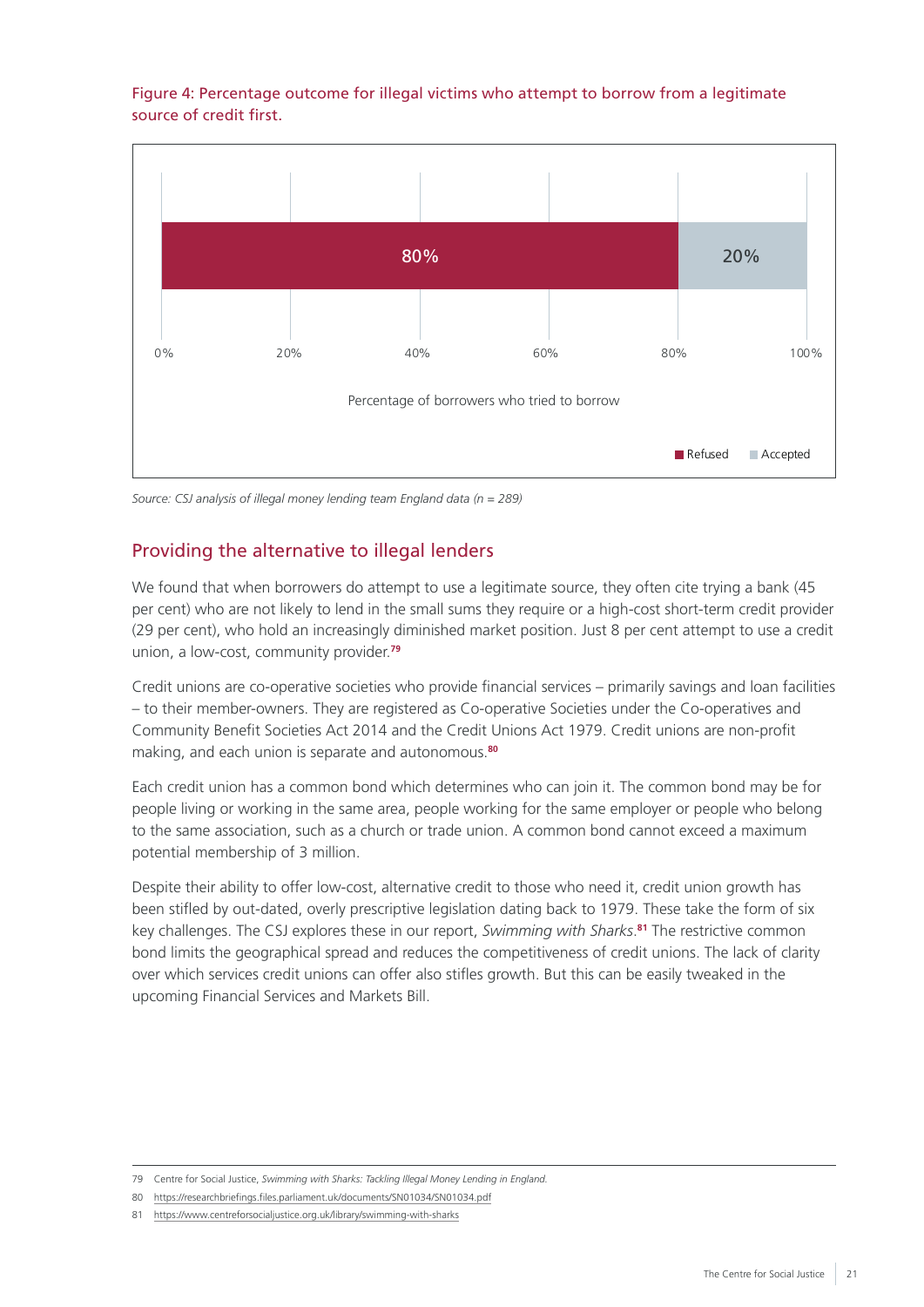Figure 4: Percentage outcome for illegal victims who attempt to borrow from a legitimate source of credit first.

| | Refused | Accepted |
|---|---|---|
| Percentage of borrowers who tried to borrow | 80% | 20% |

*Source: CSJ analysis of illegal money lending team England data (n = 289)*

## Providing the alternative to illegal lenders

We found that when borrowers do attempt to use a legitimate source, they often cite trying a bank (45 per cent) who are not likely to lend in the small sums they require or a high-cost short-term credit provider (29 per cent), who hold an increasingly diminished market position. Just 8 per cent attempt to use a credit union, a low-cost, community provider.[79]

Credit unions are co-operative societies who provide financial services – primarily savings and loan facilities – to their member-owners. They are registered as Co-operative Societies under the Co-operatives and Community Benefit Societies Act 2014 and the Credit Unions Act 1979. Credit unions are non-profit making, and each union is separate and autonomous.[80]

Each credit union has a common bond which determines who can join it. The common bond may be for people living or working in the same area, people working for the same employer or people who belong to the same association, such as a church or trade union. A common bond cannot exceed a maximum potential membership of 3 million.

Despite their ability to offer low-cost, alternative credit to those who need it, credit union growth has been stifled by out-dated, overly prescriptive legislation dating back to 1979. These take the form of six key challenges. The CSJ explores these in our report, *Swimming with Sharks*.[81] The restrictive common bond limits the geographical spread and reduces the competitiveness of credit unions. The lack of clarity over which services credit unions can offer also stifles growth. But this can be easily tweaked in the upcoming Financial Services and Markets Bill.

---

79 Centre for Social Justice, *Swimming with Sharks: Tackling Illegal Money Lending in England.*

80 https://researchbriefings.files.parliament.uk/documents/SN01034/SN01034.pdf

81 https://www.centreforsocialjustice.org.uk/library/swimming-with-sharks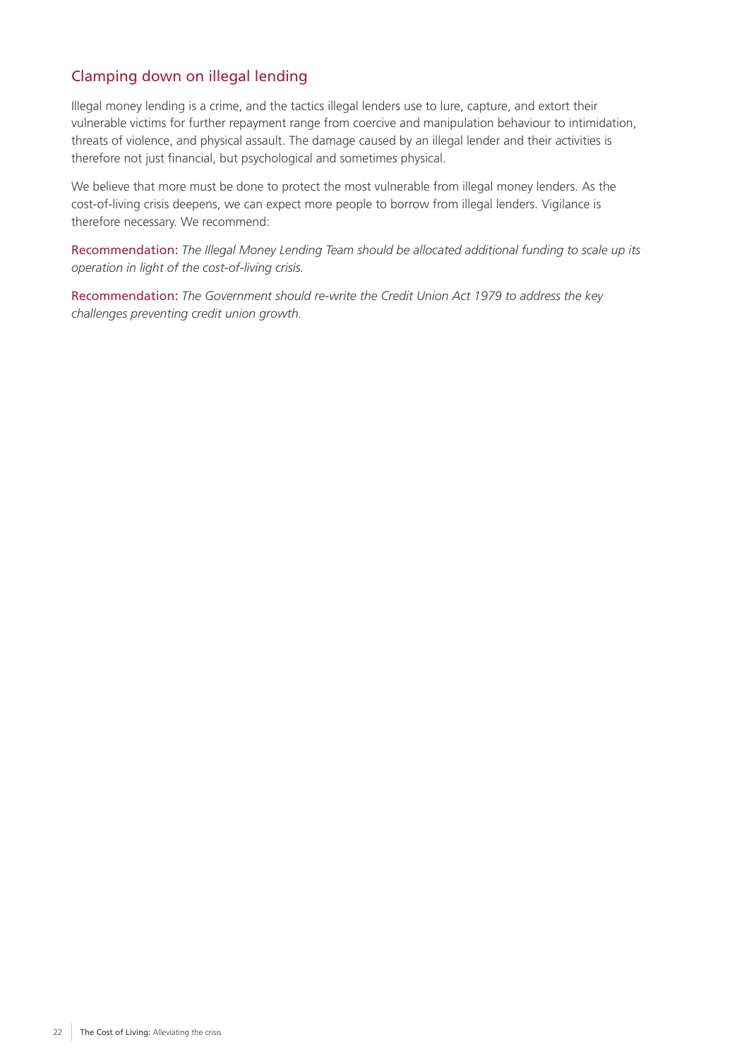## Clamping down on illegal lending

Illegal money lending is a crime, and the tactics illegal lenders use to lure, capture, and extort their vulnerable victims for further repayment range from coercive and manipulation behaviour to intimidation, threats of violence, and physical assault. The damage caused by an illegal lender and their activities is therefore not just financial, but psychological and sometimes physical.

We believe that more must be done to protect the most vulnerable from illegal money lenders. As the cost-of-living crisis deepens, we can expect more people to borrow from illegal lenders. Vigilance is therefore necessary. We recommend:

Recommendation: *The Illegal Money Lending Team should be allocated additional funding to scale up its operation in light of the cost-of-living crisis.*

Recommendation: *The Government should re-write the Credit Union Act 1979 to address the key challenges preventing credit union growth.*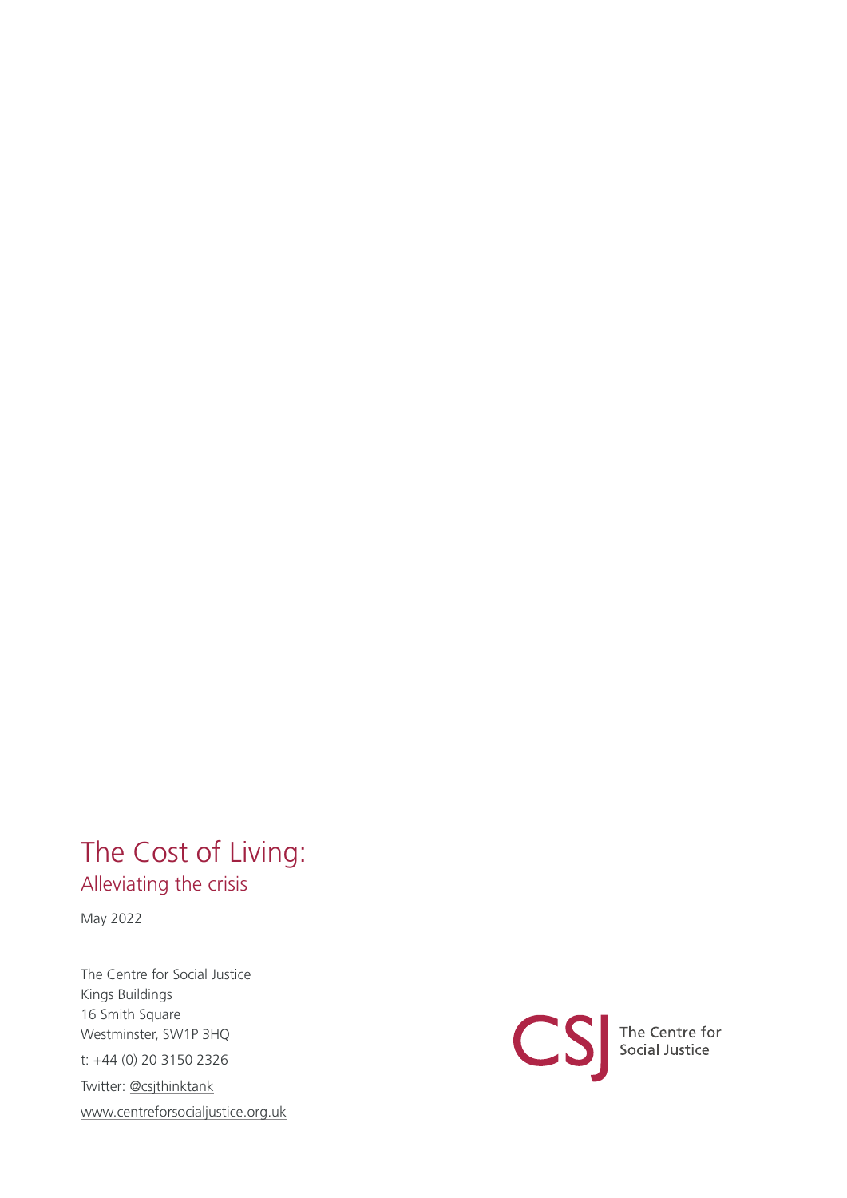# The Cost of Living:
## Alleviating the crisis

May 2022

The Centre for Social Justice
Kings Buildings
16 Smith Square
Westminster, SW1P 3HQ

t: +44 (0) 20 3150 2326

Twitter: @csjthinktank

www.centreforsocialjustice.org.uk

CSJ The Centre for Social Justice